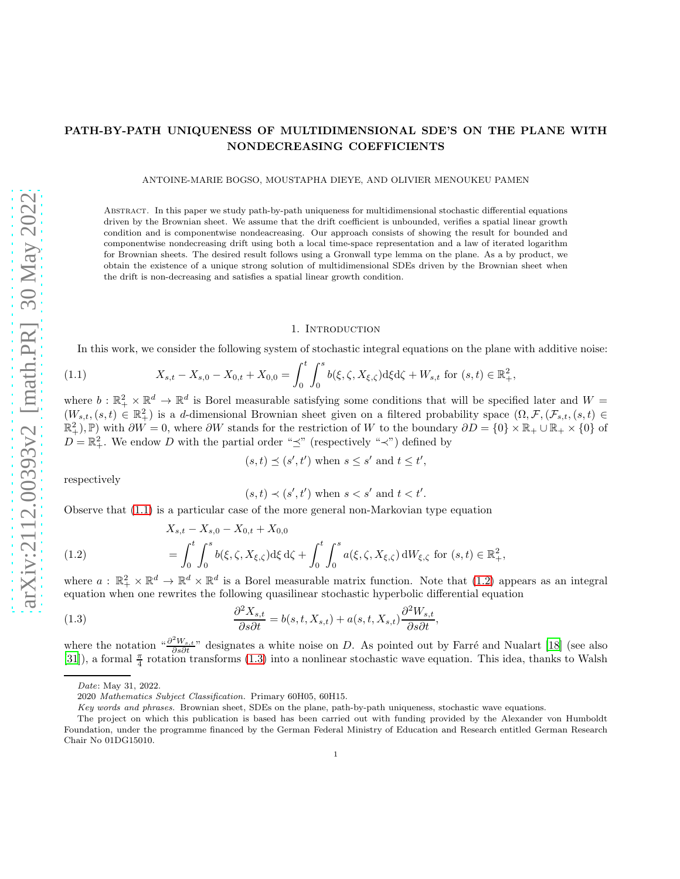# PATH-BY-PATH UNIQUENESS OF MULTIDIMENSIONAL SDE'S ON THE PLANE WITH NONDECREASING COEFFICIENTS

ANTOINE-MARIE BOGSO, MOUSTAPHA DIEYE, AND OLIVIER MENOUKEU PAMEN

Abstract. In this paper we study path-by-path uniqueness for multidimensional stochastic differential equations driven by the Brownian sheet. We assume that the drift coefficient is unbounded, verifies a spatial linear growth condition and is componentwise nondecreasing. Our approach consists of showing the result for bounded and componentwise nondecreasing drift using both a local time-space representation and a law of iterated logarithm for Brownian sheets. The desired result follows using a Gronwall type lemma on the plane. As a by product, we obtain the existence of a unique strong solution of multidimensional SDEs driven by the Brownian sheet when the drift is non-decreasing and satisfies a spatial linear growth condition.

## 1. Introduction

In this work, we consider the following system of stochastic integral equations on the plane with additive noise:

$$X_{s,t} - X_{s,0} - X_{0,t} + X_{0,0} = \int_0^t \int_0^s b(\xi, \zeta, X_{\xi,\zeta}) \mathrm{d}\xi \mathrm{d}\zeta + W_{s,t} \text{ for } (s,t) \in \mathbb{R}_+^2, \tag{1.1}$$

where $b : \mathbb{R}_+^2 \times \mathbb{R}^d \to \mathbb{R}^d$ is Borel measurable satisfying some conditions that will be specified later and $W = (W_{s,t}, (s,t) \in \mathbb{R}_+^2)$ is a $d$-dimensional Brownian sheet given on a filtered probability space $(\Omega, \mathcal{F}, (\mathcal{F}_{s,t}, (s,t) \in \mathbb{R}_+^2), \mathbb{P})$ with $\partial W = 0$, where $\partial W$ stands for the restriction of $W$ to the boundary $\partial D = \{0\} \times \mathbb{R}_+ \cup \mathbb{R}_+ \times \{0\}$ of $D = \mathbb{R}_+^2$. We endow $D$ with the partial order "$\preceq$" (respectively "$\prec$") defined by

$$(s,t) \preceq (s',t') \text{ when } s \le s' \text{ and } t \le t',$$

respectively

$$(s,t) \prec (s',t') \text{ when } s < s' \text{ and } t < t'.$$

Observe that (1.1) is a particular case of the more general non-Markovian type equation

$$\begin{aligned} &X_{s,t} - X_{s,0} - X_{0,t} + X_{0,0} \\ &\quad = \int_0^t \int_0^s b(\xi, \zeta, X_{\xi,\zeta}) \mathrm{d}\xi \, \mathrm{d}\zeta + \int_0^t \int_0^s a(\xi, \zeta, X_{\xi,\zeta}) \, \mathrm{d}W_{\xi,\zeta} \text{ for } (s,t) \in \mathbb{R}_+^2, \end{aligned} \tag{1.2}$$

where $a : \mathbb{R}_+^2 \times \mathbb{R}^d \to \mathbb{R}^d \times \mathbb{R}^d$ is a Borel measurable matrix function. Note that (1.2) appears as an integral equation when one rewrites the following quasilinear stochastic hyperbolic differential equation

$$\frac{\partial^2 X_{s,t}}{\partial s \partial t} = b(s,t,X_{s,t}) + a(s,t,X_{s,t}) \frac{\partial^2 W_{s,t}}{\partial s \partial t}, \tag{1.3}$$

where the notation "$\frac{\partial^2 W_{s,t}}{\partial s \partial t}$" designates a white noise on $D$. As pointed out by Farré and Nualart [18] (see also [31]), a formal $\frac{\pi}{4}$ rotation transforms (1.3) into a nonlinear stochastic wave equation. This idea, thanks to Walsh

*Date*: May 31, 2022.

2020 *Mathematics Subject Classification.* Primary 60H05, 60H15.

*Key words and phrases.* Brownian sheet, SDEs on the plane, path-by-path uniqueness, stochastic wave equations.

The project on which this publication is based has been carried out with funding provided by the Alexander von Humboldt Foundation, under the programme financed by the German Federal Ministry of Education and Research entitled German Research Chair No 01DG15010.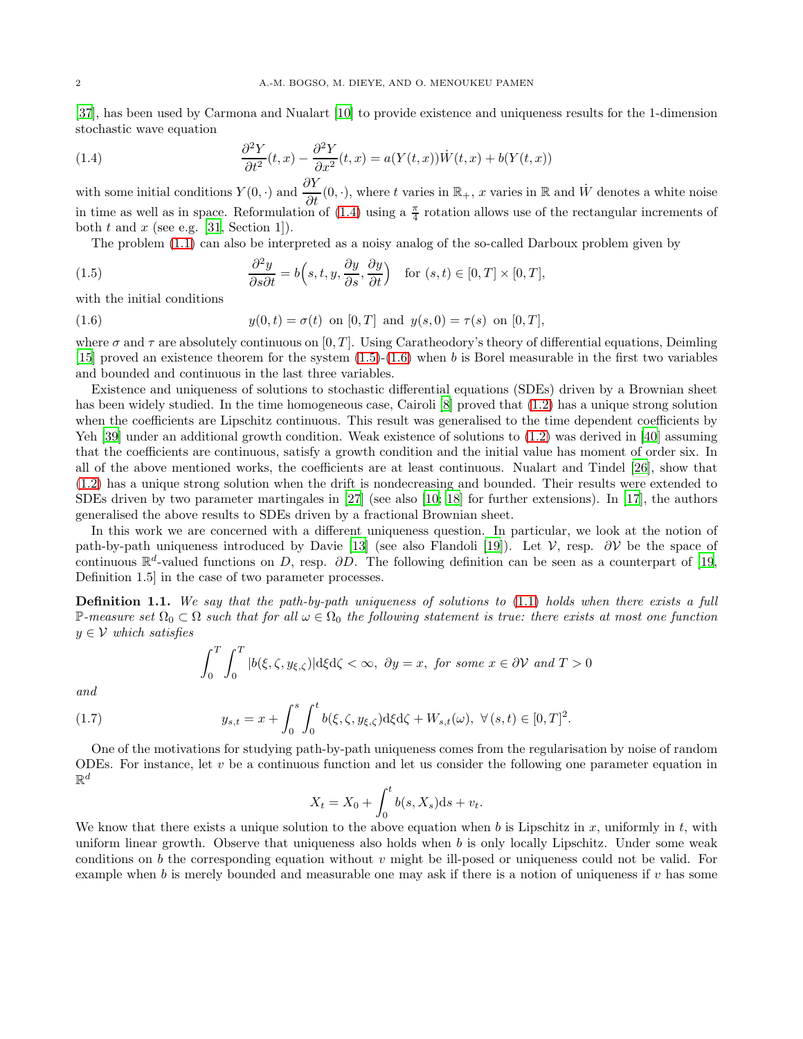[37], has been used by Carmona and Nualart [10] to provide existence and uniqueness results for the 1-dimension stochastic wave equation

$$\frac{\partial^2 Y}{\partial t^2}(t,x) - \frac{\partial^2 Y}{\partial x^2}(t,x) = a(Y(t,x))\dot{W}(t,x) + b(Y(t,x)) \tag{1.4}$$

with some initial conditions $Y(0,\cdot)$ and $\dfrac{\partial Y}{\partial t}(0,\cdot)$, where $t$ varies in $\mathbb{R}_+$, $x$ varies in $\mathbb{R}$ and $\dot{W}$ denotes a white noise in time as well as in space. Reformulation of (1.4) using a $\frac{\pi}{4}$ rotation allows use of the rectangular increments of both $t$ and $x$ (see e.g. [31, Section 1]).

The problem (1.1) can also be interpreted as a noisy analog of the so-called Darboux problem given by

$$\frac{\partial^2 y}{\partial s \partial t} = b\Big(s,t,y,\frac{\partial y}{\partial s},\frac{\partial y}{\partial t}\Big) \quad \text{for } (s,t)\in[0,T]\times[0,T], \tag{1.5}$$

with the initial conditions

$$y(0,t) = \sigma(t) \text{ on } [0,T] \text{ and } y(s,0) = \tau(s) \text{ on } [0,T], \tag{1.6}$$

where $\sigma$ and $\tau$ are absolutely continuous on $[0,T]$. Using Caratheodory's theory of differential equations, Deimling [15] proved an existence theorem for the system (1.5)-(1.6) when $b$ is Borel measurable in the first two variables and bounded and continuous in the last three variables.

Existence and uniqueness of solutions to stochastic differential equations (SDEs) driven by a Brownian sheet has been widely studied. In the time homogeneous case, Cairoli [8] proved that (1.2) has a unique strong solution when the coefficients are Lipschitz continuous. This result was generalised to the time dependent coefficients by Yeh [39] under an additional growth condition. Weak existence of solutions to (1.2) was derived in [40] assuming that the coefficients are continuous, satisfy a growth condition and the initial value has moment of order six. In all of the above mentioned works, the coefficients are at least continuous. Nualart and Tindel [26], show that (1.2) has a unique strong solution when the drift is nondecreasing and bounded. Their results were extended to SDEs driven by two parameter martingales in [27] (see also [10; 18] for further extensions). In [17], the authors generalised the above results to SDEs driven by a fractional Brownian sheet.

In this work we are concerned with a different uniqueness question. In particular, we look at the notion of path-by-path uniqueness introduced by Davie [13] (see also Flandoli [19]). Let $\mathcal{V}$, resp. $\partial\mathcal{V}$ be the space of continuous $\mathbb{R}^d$-valued functions on $D$, resp. $\partial D$. The following definition can be seen as a counterpart of [19, Definition 1.5] in the case of two parameter processes.

**Definition 1.1.** *We say that the path-by-path uniqueness of solutions to* (1.1) *holds when there exists a full $\mathbb{P}$-measure set $\Omega_0 \subset \Omega$ such that for all $\omega \in \Omega_0$ the following statement is true: there exists at most one function $y \in \mathcal{V}$ which satisfies*

$$\int_0^T \int_0^T |b(\xi,\zeta,y_{\xi,\zeta})| \mathrm{d}\xi \mathrm{d}\zeta < \infty,\ \partial y = x,\ \text{for some } x \in \partial\mathcal{V} \text{ and } T > 0$$

*and*

$$y_{s,t} = x + \int_0^s \int_0^t b(\xi,\zeta,y_{\xi,\zeta})\mathrm{d}\xi\mathrm{d}\zeta + W_{s,t}(\omega),\ \forall\, (s,t) \in [0,T]^2. \tag{1.7}$$

One of the motivations for studying path-by-path uniqueness comes from the regularisation by noise of random ODEs. For instance, let $v$ be a continuous function and let us consider the following one parameter equation in $\mathbb{R}^d$

$$X_t = X_0 + \int_0^t b(s,X_s)\mathrm{d}s + v_t.$$

We know that there exists a unique solution to the above equation when $b$ is Lipschitz in $x$, uniformly in $t$, with uniform linear growth. Observe that uniqueness also holds when $b$ is only locally Lipschitz. Under some weak conditions on $b$ the corresponding equation without $v$ might be ill-posed or uniqueness could not be valid. For example when $b$ is merely bounded and measurable one may ask if there is a notion of uniqueness if $v$ has some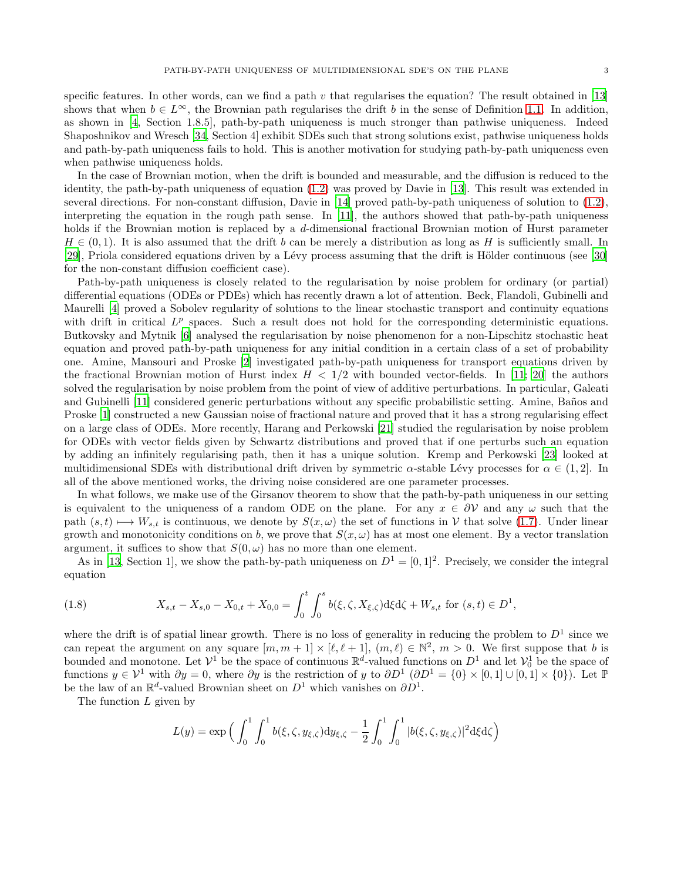specific features. In other words, can we find a path $v$ that regularises the equation? The result obtained in [13] shows that when $b \in L^\infty$, the Brownian path regularises the drift $b$ in the sense of Definition 1.1. In addition, as shown in [4, Section 1.8.5], path-by-path uniqueness is much stronger than pathwise uniqueness. Indeed Shaposhnikov and Wresch [34, Section 4] exhibit SDEs such that strong solutions exist, pathwise uniqueness holds and path-by-path uniqueness fails to hold. This is another motivation for studying path-by-path uniqueness even when pathwise uniqueness holds.

In the case of Brownian motion, when the drift is bounded and measurable, and the diffusion is reduced to the identity, the path-by-path uniqueness of equation (1.2) was proved by Davie in [13]. This result was extended in several directions. For non-constant diffusion, Davie in [14] proved path-by-path uniqueness of solution to (1.2), interpreting the equation in the rough path sense. In [11], the authors showed that path-by-path uniqueness holds if the Brownian motion is replaced by a $d$-dimensional fractional Brownian motion of Hurst parameter $H \in (0, 1)$. It is also assumed that the drift $b$ can be merely a distribution as long as $H$ is sufficiently small. In [29], Priola considered equations driven by a Lévy process assuming that the drift is Hölder continuous (see [30] for the non-constant diffusion coefficient case).

Path-by-path uniqueness is closely related to the regularisation by noise problem for ordinary (or partial) differential equations (ODEs or PDEs) which has recently drawn a lot of attention. Beck, Flandoli, Gubinelli and Maurelli [4] proved a Sobolev regularity of solutions to the linear stochastic transport and continuity equations with drift in critical $L^p$ spaces. Such a result does not hold for the corresponding deterministic equations. Butkovsky and Mytnik [6] analysed the regularisation by noise phenomenon for a non-Lipschitz stochastic heat equation and proved path-by-path uniqueness for any initial condition in a certain class of a set of probability one. Amine, Mansouri and Proske [2] investigated path-by-path uniqueness for transport equations driven by the fractional Brownian motion of Hurst index $H < 1/2$ with bounded vector-fields. In [11; 20] the authors solved the regularisation by noise problem from the point of view of additive perturbations. In particular, Galeati and Gubinelli [11] considered generic perturbations without any specific probabilistic setting. Amine, Baños and Proske [1] constructed a new Gaussian noise of fractional nature and proved that it has a strong regularising effect on a large class of ODEs. More recently, Harang and Perkowski [21] studied the regularisation by noise problem for ODEs with vector fields given by Schwartz distributions and proved that if one perturbs such an equation by adding an infinitely regularising path, then it has a unique solution. Kremp and Perkowski [23] looked at multidimensional SDEs with distributional drift driven by symmetric $\alpha$-stable Lévy processes for $\alpha \in (1, 2]$. In all of the above mentioned works, the driving noise considered are one parameter processes.

In what follows, we make use of the Girsanov theorem to show that the path-by-path uniqueness in our setting is equivalent to the uniqueness of a random ODE on the plane. For any $x \in \partial\mathcal{V}$ and any $\omega$ such that the path $(s, t) \longmapsto W_{s,t}$ is continuous, we denote by $S(x, \omega)$ the set of functions in $\mathcal{V}$ that solve (1.7). Under linear growth and monotonicity conditions on $b$, we prove that $S(x, \omega)$ has at most one element. By a vector translation argument, it suffices to show that $S(0, \omega)$ has no more than one element.

As in [13, Section 1], we show the path-by-path uniqueness on $D^1 = [0, 1]^2$. Precisely, we consider the integral equation

$$
X_{s,t} - X_{s,0} - X_{0,t} + X_{0,0} = \int_0^t \int_0^s b(\xi, \zeta, X_{\xi,\zeta}) \mathrm{d}\xi \mathrm{d}\zeta + W_{s,t} \text{ for } (s, t) \in D^1, \tag{1.8}
$$

where the drift is of spatial linear growth. There is no loss of generality in reducing the problem to $D^1$ since we can repeat the argument on any square $[m, m + 1] \times [\ell, \ell + 1]$, $(m, \ell) \in \mathbb{N}^2$, $m > 0$. We first suppose that $b$ is bounded and monotone. Let $\mathcal{V}^1$ be the space of continuous $\mathbb{R}^d$-valued functions on $D^1$ and let $\mathcal{V}_0^1$ be the space of functions $y \in \mathcal{V}^1$ with $\partial y = 0$, where $\partial y$ is the restriction of $y$ to $\partial D^1$ ($\partial D^1 = \{0\} \times [0, 1] \cup [0, 1] \times \{0\}$). Let $\mathbb{P}$ be the law of an $\mathbb{R}^d$-valued Brownian sheet on $D^1$ which vanishes on $\partial D^1$.

The function $L$ given by

$$
L(y) = \exp\Big( \int_0^1 \int_0^1 b(\xi, \zeta, y_{\xi,\zeta}) \mathrm{d}y_{\xi,\zeta} - \frac{1}{2} \int_0^1 \int_0^1 |b(\xi, \zeta, y_{\xi,\zeta})|^2 \mathrm{d}\xi \mathrm{d}\zeta \Big)
$$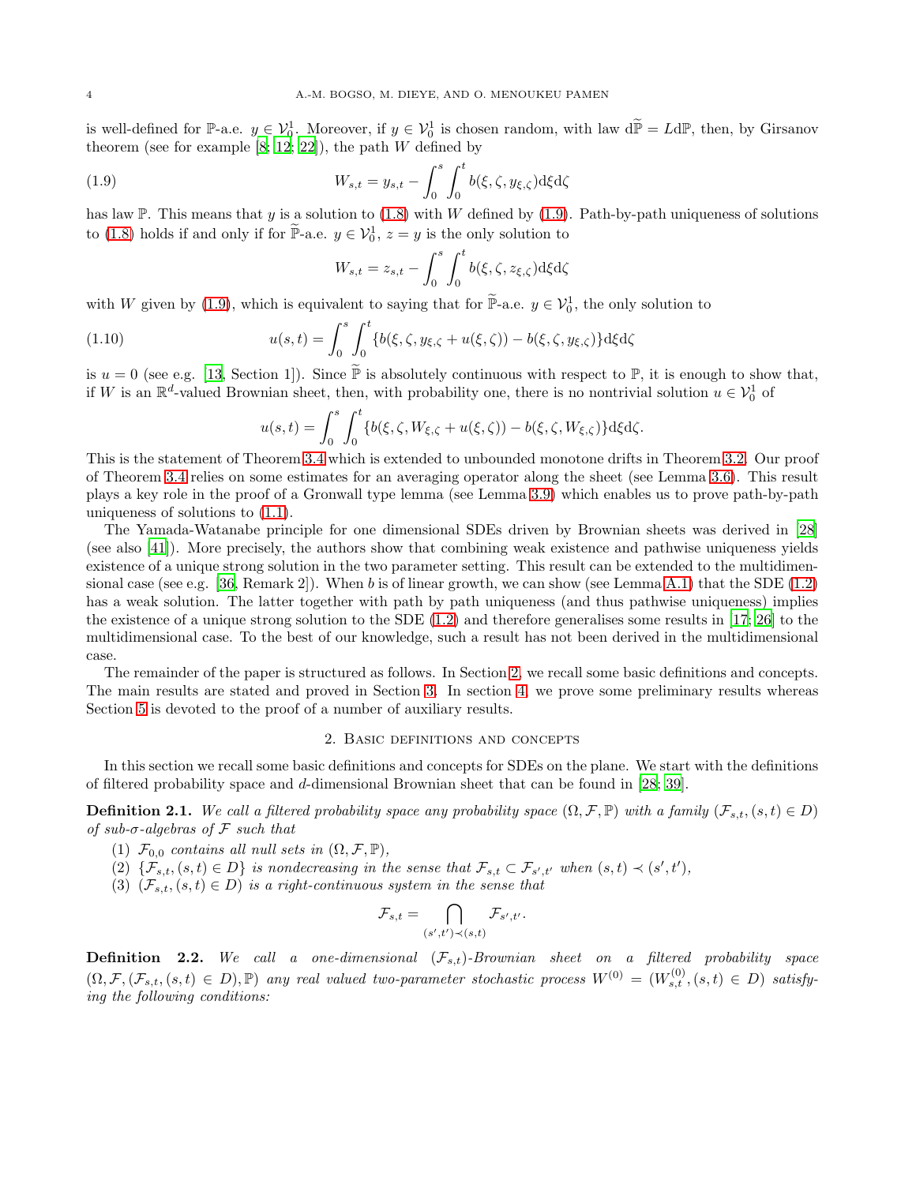is well-defined for $\mathbb{P}$-a.e. $y \in \mathcal{V}_0^1$. Moreover, if $y \in \mathcal{V}_0^1$ is chosen random, with law $\mathrm{d}\widetilde{\mathbb{P}} = L\mathrm{d}\mathbb{P}$, then, by Girsanov theorem (see for example [8; 12; 22]), the path $W$ defined by

$$W_{s,t} = y_{s,t} - \int_0^s \int_0^t b(\xi, \zeta, y_{\xi,\zeta})\mathrm{d}\xi\mathrm{d}\zeta \tag{1.9}$$

has law $\mathbb{P}$. This means that $y$ is a solution to (1.8) with $W$ defined by (1.9). Path-by-path uniqueness of solutions to (1.8) holds if and only if for $\widetilde{\mathbb{P}}$-a.e. $y \in \mathcal{V}_0^1$, $z = y$ is the only solution to

$$W_{s,t} = z_{s,t} - \int_0^s \int_0^t b(\xi, \zeta, z_{\xi,\zeta})\mathrm{d}\xi\mathrm{d}\zeta$$

with $W$ given by (1.9), which is equivalent to saying that for $\widetilde{\mathbb{P}}$-a.e. $y \in \mathcal{V}_0^1$, the only solution to

$$u(s,t) = \int_0^s \int_0^t \{b(\xi, \zeta, y_{\xi,\zeta} + u(\xi,\zeta)) - b(\xi, \zeta, y_{\xi,\zeta})\}\mathrm{d}\xi\mathrm{d}\zeta \tag{1.10}$$

is $u = 0$ (see e.g. [13, Section 1]). Since $\widetilde{\mathbb{P}}$ is absolutely continuous with respect to $\mathbb{P}$, it is enough to show that, if $W$ is an $\mathbb{R}^d$-valued Brownian sheet, then, with probability one, there is no nontrivial solution $u \in \mathcal{V}_0^1$ of

$$u(s,t) = \int_0^s \int_0^t \{b(\xi, \zeta, W_{\xi,\zeta} + u(\xi,\zeta)) - b(\xi, \zeta, W_{\xi,\zeta})\}\mathrm{d}\xi\mathrm{d}\zeta.$$

This is the statement of Theorem 3.4 which is extended to unbounded monotone drifts in Theorem 3.2. Our proof of Theorem 3.4 relies on some estimates for an averaging operator along the sheet (see Lemma 3.6). This result plays a key role in the proof of a Gronwall type lemma (see Lemma 3.9) which enables us to prove path-by-path uniqueness of solutions to (1.1).

The Yamada-Watanabe principle for one dimensional SDEs driven by Brownian sheets was derived in [28] (see also [41]). More precisely, the authors show that combining weak existence and pathwise uniqueness yields existence of a unique strong solution in the two parameter setting. This result can be extended to the multidimensional case (see e.g. [36, Remark 2]). When $b$ is of linear growth, we can show (see Lemma A.1) that the SDE (1.2) has a weak solution. The latter together with path by path uniqueness (and thus pathwise uniqueness) implies the existence of a unique strong solution to the SDE (1.2) and therefore generalises some results in [17; 26] to the multidimensional case. To the best of our knowledge, such a result has not been derived in the multidimensional case.

The remainder of the paper is structured as follows. In Section 2, we recall some basic definitions and concepts. The main results are stated and proved in Section 3. In section 4, we prove some preliminary results whereas Section 5 is devoted to the proof of a number of auxiliary results.

## 2. Basic definitions and concepts

In this section we recall some basic definitions and concepts for SDEs on the plane. We start with the definitions of filtered probability space and $d$-dimensional Brownian sheet that can be found in [28; 39].

**Definition 2.1.** *We call a filtered probability space any probability space $(\Omega, \mathcal{F}, \mathbb{P})$ with a family $(\mathcal{F}_{s,t}, (s,t) \in D)$ of sub-$\sigma$-algebras of $\mathcal{F}$ such that*

1. *$\mathcal{F}_{0,0}$ contains all null sets in $(\Omega, \mathcal{F}, \mathbb{P})$,*
2. *$\{\mathcal{F}_{s,t}, (s,t) \in D\}$ is nondecreasing in the sense that $\mathcal{F}_{s,t} \subset \mathcal{F}_{s',t'}$ when $(s,t) \prec (s',t')$,*
3. *$(\mathcal{F}_{s,t}, (s,t) \in D)$ is a right-continuous system in the sense that*

$$\mathcal{F}_{s,t} = \bigcap_{(s',t') \prec (s,t)} \mathcal{F}_{s',t'}.$$

**Definition 2.2.** *We call a one-dimensional $(\mathcal{F}_{s,t})$-Brownian sheet on a filtered probability space $(\Omega, \mathcal{F}, (\mathcal{F}_{s,t}, (s,t) \in D), \mathbb{P})$ any real valued two-parameter stochastic process $W^{(0)} = (W^{(0)}_{s,t}, (s,t) \in D)$ satisfying the following conditions:*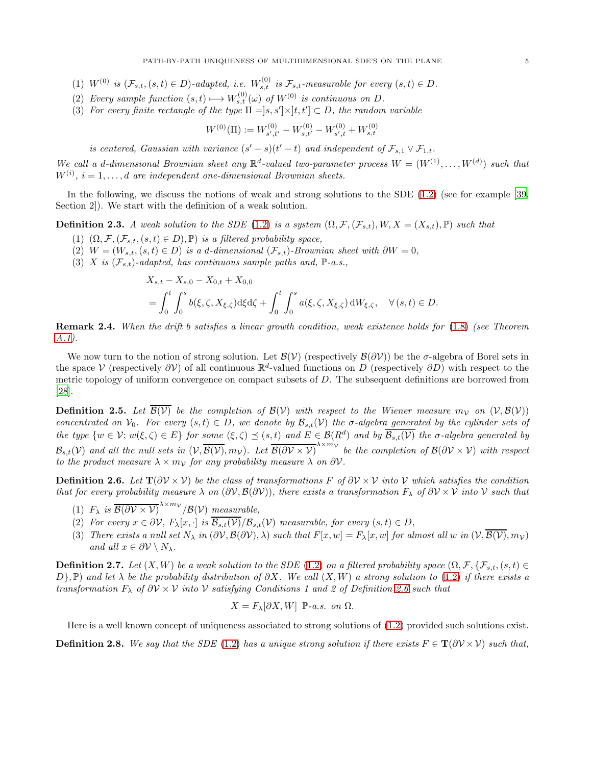(1) $W^{(0)}$ *is* $(\mathcal{F}_{s,t}, (s,t) \in D)$*-adapted, i.e.* $W^{(0)}_{s,t}$ *is* $\mathcal{F}_{s,t}$*-measurable for every* $(s,t) \in D$.

(2) *Every sample function* $(s,t) \longmapsto W^{(0)}_{s,t}(\omega)$ *of* $W^{(0)}$ *is continuous on* $D$.

(3) *For every finite rectangle of the type* $\Pi = ]s,s'] \times ]t,t'] \subset D$*, the random variable*

$$W^{(0)}(\Pi) := W^{(0)}_{s',t'} - W^{(0)}_{s,t'} - W^{(0)}_{s',t} + W^{(0)}_{s,t}$$

*is centered, Gaussian with variance* $(s'-s)(t'-t)$ *and independent of* $\mathcal{F}_{s,1} \vee \mathcal{F}_{1,t}$.

*We call a d-dimensional Brownian sheet any* $\mathbb{R}^d$*-valued two-parameter process* $W = (W^{(1)}, \dots, W^{(d)})$ *such that* $W^{(i)}$, $i = 1, \dots, d$ *are independent one-dimensional Brownian sheets.*

In the following, we discuss the notions of weak and strong solutions to the SDE (1.2) (see for example [39, Section 2]). We start with the definition of a weak solution.

**Definition 2.3.** *A weak solution to the SDE (1.2) is a system* $(\Omega, \mathcal{F}, (\mathcal{F}_{s,t}), W, X = (X_{s,t}), \mathbb{P})$ *such that*

(1) $(\Omega, \mathcal{F}, (\mathcal{F}_{s,t}, (s,t) \in D), \mathbb{P})$ *is a filtered probability space,*

(2) $W = (W_{s,t}, (s,t) \in D)$ *is a d-dimensional* $(\mathcal{F}_{s,t})$*-Brownian sheet with* $\partial W = 0$,

(3) $X$ *is* $(\mathcal{F}_{s,t})$*-adapted, has continuous sample paths and,* $\mathbb{P}$*-a.s.,*

$$\begin{aligned}
&X_{s,t} - X_{s,0} - X_{0,t} + X_{0,0} \\
&= \int_0^t \int_0^s b(\xi, \zeta, X_{\xi,\zeta}) \mathrm{d}\xi \mathrm{d}\zeta + \int_0^t \int_0^s a(\xi, \zeta, X_{\xi,\zeta}) \, \mathrm{d}W_{\xi,\zeta}, \quad \forall \, (s,t) \in D.
\end{aligned}$$

**Remark 2.4.** *When the drift b satisfies a linear growth condition, weak existence holds for (1.8) (see Theorem A.1).*

We now turn to the notion of strong solution. Let $\mathcal{B}(\mathcal{V})$ (respectively $\mathcal{B}(\partial\mathcal{V})$) be the $\sigma$-algebra of Borel sets in the space $\mathcal{V}$ (respectively $\partial\mathcal{V}$) of all continuous $\mathbb{R}^d$-valued functions on $D$ (respectively $\partial D$) with respect to the metric topology of uniform convergence on compact subsets of $D$. The subsequent definitions are borrowed from [28].

**Definition 2.5.** *Let* $\overline{\mathcal{B}(\mathcal{V})}$ *be the completion of* $\mathcal{B}(\mathcal{V})$ *with respect to the Wiener measure* $m_{\mathcal{V}}$ *on* $(\mathcal{V}, \mathcal{B}(\mathcal{V}))$ *concentrated on* $\mathcal{V}_0$*. For every* $(s,t) \in D$*, we denote by* $\mathcal{B}_{s,t}(\mathcal{V})$ *the* $\sigma$*-algebra generated by the cylinder sets of the type* $\{w \in \mathcal{V}; w(\xi,\zeta) \in E\}$ *for some* $(\xi,\zeta) \preceq (s,t)$ *and* $E \in \mathcal{B}(R^d)$ *and by* $\overline{\mathcal{B}_{s,t}(\mathcal{V})}$ *the* $\sigma$*-algebra generated by* $\mathcal{B}_{s,t}(\mathcal{V})$ *and all the null sets in* $(\mathcal{V}, \overline{\mathcal{B}(\mathcal{V})}, m_{\mathcal{V}})$*. Let* $\overline{\mathcal{B}(\partial\mathcal{V} \times \mathcal{V})}^{\lambda \times m_{\mathcal{V}}}$ *be the completion of* $\mathcal{B}(\partial\mathcal{V} \times \mathcal{V})$ *with respect to the product measure* $\lambda \times m_{\mathcal{V}}$ *for any probability measure* $\lambda$ *on* $\partial\mathcal{V}$.

**Definition 2.6.** *Let* $\mathbf{T}(\partial\mathcal{V} \times \mathcal{V})$ *be the class of transformations* $F$ *of* $\partial\mathcal{V} \times \mathcal{V}$ *into* $\mathcal{V}$ *which satisfies the condition that for every probability measure* $\lambda$ *on* $(\partial\mathcal{V}, \mathcal{B}(\partial\mathcal{V}))$*, there exists a transformation* $F_\lambda$ *of* $\partial\mathcal{V} \times \mathcal{V}$ *into* $\mathcal{V}$ *such that*

(1) $F_\lambda$ *is* $\overline{\mathcal{B}(\partial\mathcal{V} \times \mathcal{V})}^{\lambda \times m_{\mathcal{V}}} / \mathcal{B}(\mathcal{V})$ *measurable,*

(2) *For every* $x \in \partial\mathcal{V}$, $F_\lambda[x, \cdot]$ *is* $\overline{\mathcal{B}_{s,t}(\mathcal{V})} / \mathcal{B}_{s,t}(\mathcal{V})$ *measurable, for every* $(s,t) \in D$,

(3) *There exists a null set* $N_\lambda$ *in* $(\partial\mathcal{V}, \mathcal{B}(\partial\mathcal{V}), \lambda)$ *such that* $F[x,w] = F_\lambda[x,w]$ *for almost all* $w$ *in* $(\mathcal{V}, \overline{\mathcal{B}(\mathcal{V})}, m_{\mathcal{V}})$ *and all* $x \in \partial\mathcal{V} \setminus N_\lambda$.

**Definition 2.7.** *Let* $(X, W)$ *be a weak solution to the SDE (1.2) on a filtered probability space* $(\Omega, \mathcal{F}, \{\mathcal{F}_{s,t}, (s,t) \in D\}, \mathbb{P})$ *and let* $\lambda$ *be the probability distribution of* $\partial X$*. We call* $(X, W)$ *a strong solution to (1.2) if there exists a transformation* $F_\lambda$ *of* $\partial\mathcal{V} \times \mathcal{V}$ *into* $\mathcal{V}$ *satisfying Conditions 1 and 2 of Definition 2.6 such that*

$$X = F_\lambda[\partial X, W] \;\; \mathbb{P}\text{-a.s. on } \Omega.$$

Here is a well known concept of uniqueness associated to strong solutions of (1.2) provided such solutions exist.

**Definition 2.8.** *We say that the SDE (1.2) has a unique strong solution if there exists* $F \in \mathbf{T}(\partial\mathcal{V} \times \mathcal{V})$ *such that,*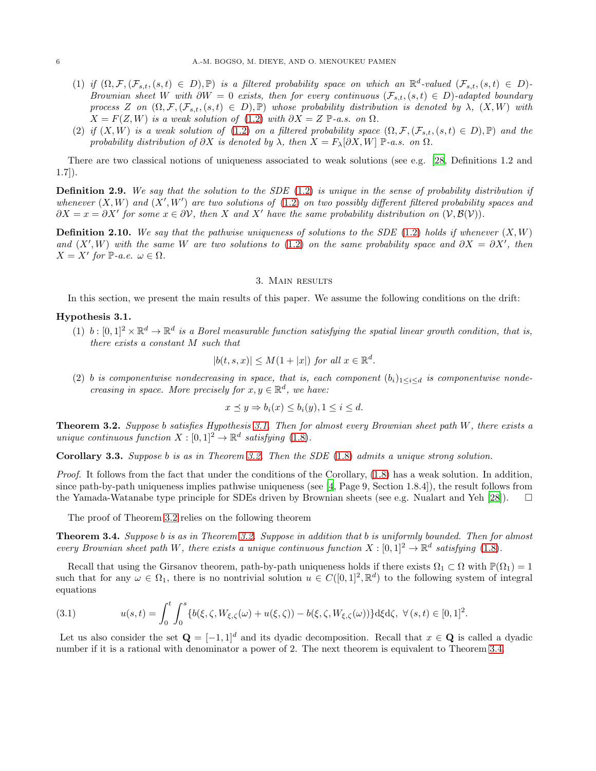(1) *if $(\Omega, \mathcal{F}, (\mathcal{F}_{s,t}, (s,t) \in D), \mathbb{P})$ is a filtered probability space on which an $\mathbb{R}^d$-valued $(\mathcal{F}_{s,t}, (s,t) \in D)$-Brownian sheet $W$ with $\partial W = 0$ exists, then for every continuous $(\mathcal{F}_{s,t}, (s,t) \in D)$-adapted boundary process $Z$ on $(\Omega, \mathcal{F}, (\mathcal{F}_{s,t}, (s,t) \in D), \mathbb{P})$ whose probability distribution is denoted by $\lambda$, $(X, W)$ with $X = F(Z, W)$ is a weak solution of (1.2) with $\partial X = Z$ $\mathbb{P}$-a.s. on $\Omega$.*

(2) *if $(X, W)$ is a weak solution of (1.2) on a filtered probability space $(\Omega, \mathcal{F}, (\mathcal{F}_{s,t}, (s,t) \in D), \mathbb{P})$ and the probability distribution of $\partial X$ is denoted by $\lambda$, then $X = F_\lambda[\partial X, W]$ $\mathbb{P}$-a.s. on $\Omega$.*

There are two classical notions of uniqueness associated to weak solutions (see e.g. [28, Definitions 1.2 and 1.7]).

**Definition 2.9.** *We say that the solution to the SDE (1.2) is unique in the sense of probability distribution if whenever $(X, W)$ and $(X', W')$ are two solutions of (1.2) on two possibly different filtered probability spaces and $\partial X = x = \partial X'$ for some $x \in \partial \mathcal{V}$, then $X$ and $X'$ have the same probability distribution on $(\mathcal{V}, \mathcal{B}(\mathcal{V}))$.*

**Definition 2.10.** *We say that the pathwise uniqueness of solutions to the SDE (1.2) holds if whenever $(X, W)$ and $(X', W)$ with the same $W$ are two solutions to (1.2) on the same probability space and $\partial X = \partial X'$, then $X = X'$ for $\mathbb{P}$-a.e. $\omega \in \Omega$.*

## 3. Main results

In this section, we present the main results of this paper. We assume the following conditions on the drift:

**Hypothesis 3.1.**

(1) *$b : [0,1]^2 \times \mathbb{R}^d \to \mathbb{R}^d$ is a Borel measurable function satisfying the spatial linear growth condition, that is, there exists a constant $M$ such that*

$$|b(t, s, x)| \leq M(1 + |x|) \text{ for all } x \in \mathbb{R}^d.$$

(2) *$b$ is componentwise nondecreasing in space, that is, each component $(b_i)_{1 \leq i \leq d}$ is componentwise nondecreasing in space. More precisely for $x, y \in \mathbb{R}^d$, we have:*

$$x \preceq y \Rightarrow b_i(x) \leq b_i(y), 1 \leq i \leq d.$$

**Theorem 3.2.** *Suppose $b$ satisfies Hypothesis 3.1. Then for almost every Brownian sheet path $W$, there exists a unique continuous function $X : [0,1]^2 \to \mathbb{R}^d$ satisfying (1.8).*

**Corollary 3.3.** *Suppose $b$ is as in Theorem 3.2. Then the SDE (1.8) admits a unique strong solution.*

*Proof.* It follows from the fact that under the conditions of the Corollary, (1.8) has a weak solution. In addition, since path-by-path uniqueness implies pathwise uniqueness (see [4, Page 9, Section 1.8.4]), the result follows from the Yamada-Watanabe type principle for SDEs driven by Brownian sheets (see e.g. Nualart and Yeh [28]). $\square$

The proof of Theorem 3.2 relies on the following theorem

**Theorem 3.4.** *Suppose $b$ is as in Theorem 3.2. Suppose in addition that $b$ is uniformly bounded. Then for almost every Brownian sheet path $W$, there exists a unique continuous function $X : [0,1]^2 \to \mathbb{R}^d$ satisfying (1.8).*

Recall that using the Girsanov theorem, path-by-path uniqueness holds if there exists $\Omega_1 \subset \Omega$ with $\mathbb{P}(\Omega_1) = 1$ such that for any $\omega \in \Omega_1$, there is no nontrivial solution $u \in C([0,1]^2, \mathbb{R}^d)$ to the following system of integral equations

$$u(s,t) = \int_0^t \int_0^s \{b(\xi, \zeta, W_{\xi,\zeta}(\omega) + u(\xi, \zeta)) - b(\xi, \zeta, W_{\xi,\zeta}(\omega))\} \mathrm{d}\xi \mathrm{d}\zeta, \ \forall (s,t) \in [0,1]^2. \tag{3.1}$$

Let us also consider the set $\mathbf{Q} = [-1,1]^d$ and its dyadic decomposition. Recall that $x \in \mathbf{Q}$ is called a dyadic number if it is a rational with denominator a power of 2. The next theorem is equivalent to Theorem 3.4.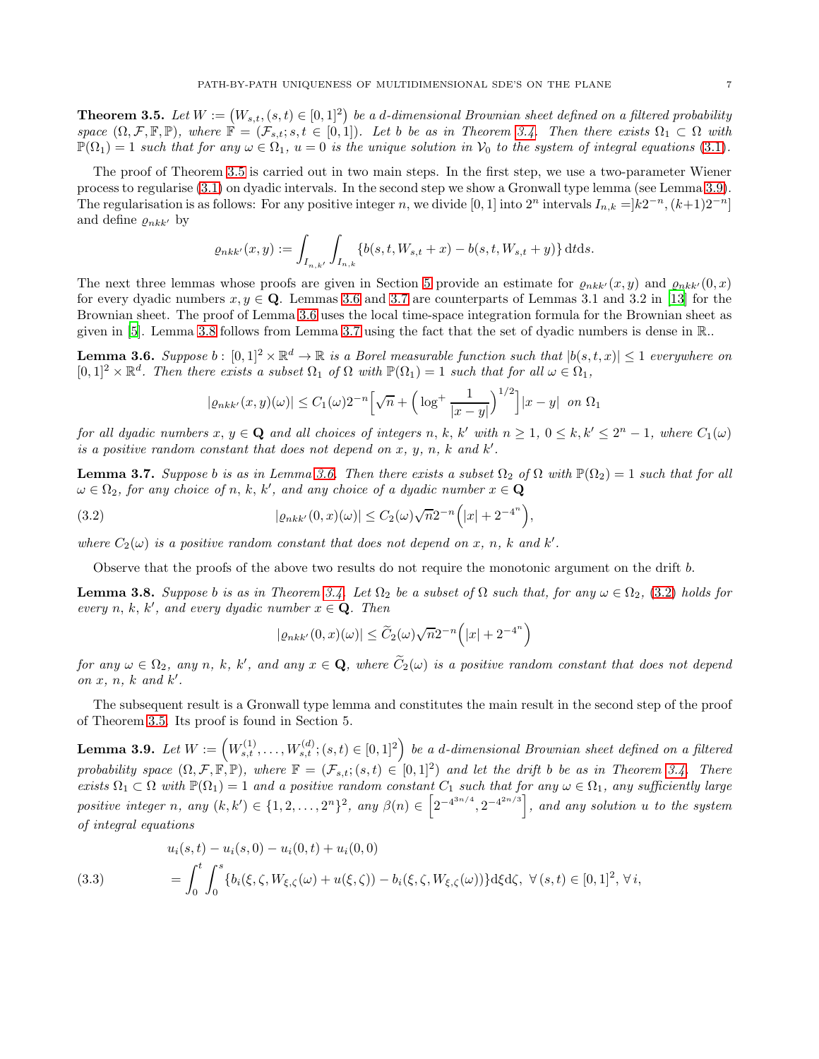**Theorem 3.5.** *Let $W := \left(W_{s,t}, (s,t) \in [0,1]^2\right)$ be a d-dimensional Brownian sheet defined on a filtered probability space $(\Omega, \mathcal{F}, \mathbb{F}, \mathbb{P})$, where $\mathbb{F} = (\mathcal{F}_{s,t}; s,t \in [0,1])$. Let $b$ be as in Theorem 3.4. Then there exists $\Omega_1 \subset \Omega$ with $\mathbb{P}(\Omega_1) = 1$ such that for any $\omega \in \Omega_1$, $u = 0$ is the unique solution in $\mathcal{V}_0$ to the system of integral equations (3.1).*

The proof of Theorem 3.5 is carried out in two main steps. In the first step, we use a two-parameter Wiener process to regularise (3.1) on dyadic intervals. In the second step we show a Gronwall type lemma (see Lemma 3.9). The regularisation is as follows: For any positive integer $n$, we divide $[0,1]$ into $2^n$ intervals $I_{n,k} = ]k2^{-n}, (k+1)2^{-n}]$ and define $\varrho_{nkk'}$ by

$$\varrho_{nkk'}(x,y) := \int_{I_{n,k'}} \int_{I_{n,k}} \{b(s,t,W_{s,t}+x) - b(s,t,W_{s,t}+y)\} \,\mathrm{d}t\mathrm{d}s.$$

The next three lemmas whose proofs are given in Section 5 provide an estimate for $\varrho_{nkk'}(x,y)$ and $\varrho_{nkk'}(0,x)$ for every dyadic numbers $x, y \in \mathbf{Q}$. Lemmas 3.6 and 3.7 are counterparts of Lemmas 3.1 and 3.2 in [13] for the Brownian sheet. The proof of Lemma 3.6 uses the local time-space integration formula for the Brownian sheet as given in [5]. Lemma 3.8 follows from Lemma 3.7 using the fact that the set of dyadic numbers is dense in $\mathbb{R}$..

**Lemma 3.6.** *Suppose $b\colon [0,1]^2 \times \mathbb{R}^d \to \mathbb{R}$ is a Borel measurable function such that $|b(s,t,x)| \leq 1$ everywhere on $[0,1]^2 \times \mathbb{R}^d$. Then there exists a subset $\Omega_1$ of $\Omega$ with $\mathbb{P}(\Omega_1) = 1$ such that for all $\omega \in \Omega_1$,*

$$|\varrho_{nkk'}(x,y)(\omega)| \leq C_1(\omega) 2^{-n}\Big[\sqrt{n} + \Big(\log^+ \frac{1}{|x-y|}\Big)^{1/2}\Big]|x-y| \ \text{ on } \Omega_1$$

*for all dyadic numbers $x, y \in \mathbf{Q}$ and all choices of integers $n, k, k'$ with $n \geq 1$, $0 \leq k, k' \leq 2^n - 1$, where $C_1(\omega)$ is a positive random constant that does not depend on $x$, $y$, $n$, $k$ and $k'$.*

**Lemma 3.7.** *Suppose $b$ is as in Lemma 3.6. Then there exists a subset $\Omega_2$ of $\Omega$ with $\mathbb{P}(\Omega_2) = 1$ such that for all $\omega \in \Omega_2$, for any choice of $n$, $k$, $k'$, and any choice of a dyadic number $x \in \mathbf{Q}$*

$$|\varrho_{nkk'}(0,x)(\omega)| \leq C_2(\omega)\sqrt{n}2^{-n}\Big(|x| + 2^{-4^n}\Big), \tag{3.2}$$

*where $C_2(\omega)$ is a positive random constant that does not depend on $x$, $n$, $k$ and $k'$.*

Observe that the proofs of the above two results do not require the monotonic argument on the drift $b$.

**Lemma 3.8.** *Suppose $b$ is as in Theorem 3.4. Let $\Omega_2$ be a subset of $\Omega$ such that, for any $\omega \in \Omega_2$, (3.2) holds for every $n$, $k$, $k'$, and every dyadic number $x \in \mathbf{Q}$. Then*

$$|\varrho_{nkk'}(0,x)(\omega)| \leq \widetilde{C}_2(\omega)\sqrt{n}2^{-n}\Big(|x| + 2^{-4^n}\Big)$$

*for any $\omega \in \Omega_2$, any $n$, $k$, $k'$, and any $x \in \mathbf{Q}$, where $\widetilde{C}_2(\omega)$ is a positive random constant that does not depend on $x$, $n$, $k$ and $k'$.*

The subsequent result is a Gronwall type lemma and constitutes the main result in the second step of the proof of Theorem 3.5. Its proof is found in Section 5.

**Lemma 3.9.** *Let $W := \Big(W^{(1)}_{s,t}, \ldots, W^{(d)}_{s,t}; (s,t) \in [0,1]^2\Big)$ be a d-dimensional Brownian sheet defined on a filtered probability space $(\Omega, \mathcal{F}, \mathbb{F}, \mathbb{P})$, where $\mathbb{F} = (\mathcal{F}_{s,t}; (s,t) \in [0,1]^2)$ and let the drift $b$ be as in Theorem 3.4. There exists $\Omega_1 \subset \Omega$ with $\mathbb{P}(\Omega_1) = 1$ and a positive random constant $C_1$ such that for any $\omega \in \Omega_1$, any sufficiently large positive integer $n$, any $(k,k') \in \{1, 2, \ldots, 2^n\}^2$, any $\beta(n) \in \Big[2^{-4^{3n/4}}, 2^{-4^{2n/3}}\Big]$, and any solution $u$ to the system of integral equations*

$$\begin{aligned} &u_i(s,t) - u_i(s,0) - u_i(0,t) + u_i(0,0) \\ &= \int_0^t \int_0^s \{b_i(\xi,\zeta,W_{\xi,\zeta}(\omega) + u(\xi,\zeta)) - b_i(\xi,\zeta,W_{\xi,\zeta}(\omega))\}\mathrm{d}\xi\mathrm{d}\zeta, \ \ \forall\, (s,t) \in [0,1]^2, \forall\, i, \end{aligned} \tag{3.3}$$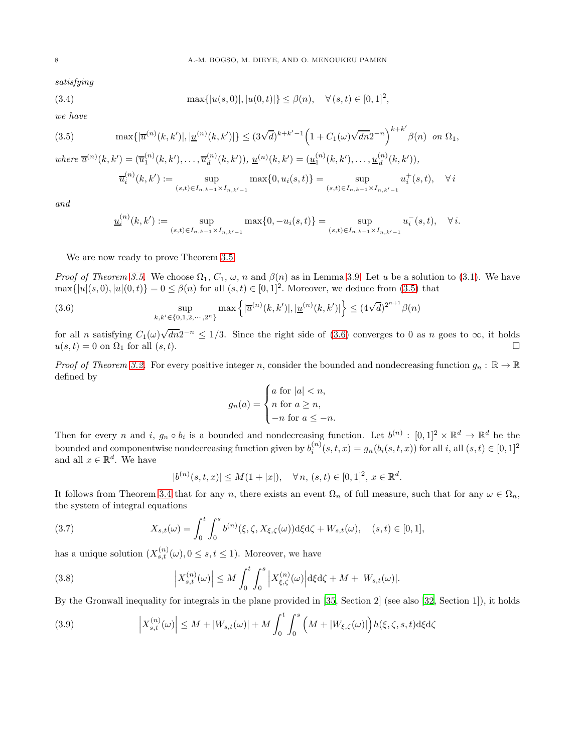*satisfying*

$$\max\{|u(s,0)|, |u(0,t)|\} \leq \beta(n), \quad \forall\, (s,t) \in [0,1]^2, \tag{3.4}$$

*we have*

$$\max\{|\overline{u}^{(n)}(k,k')|, |\underline{u}^{(n)}(k,k')|\} \leq (3\sqrt{d})^{k+k'-1}\Big(1 + C_1(\omega)\sqrt{dn}2^{-n}\Big)^{k+k'}\beta(n) \ \ \text{on } \Omega_1, \tag{3.5}$$

*where* $\overline{u}^{(n)}(k,k') = (\overline{u}_1^{(n)}(k,k'), \ldots, \overline{u}_d^{(n)}(k,k'))$, $\underline{u}^{(n)}(k,k') = (\underline{u}_1^{(n)}(k,k'), \ldots, \underline{u}_d^{(n)}(k,k'))$,

$$\overline{u}_i^{(n)}(k,k') := \sup_{(s,t)\in I_{n,k-1}\times I_{n,k'-1}} \max\{0, u_i(s,t)\} = \sup_{(s,t)\in I_{n,k-1}\times I_{n,k'-1}} u_i^+(s,t), \quad \forall\, i$$

*and*

$$\underline{u}_i^{(n)}(k,k') := \sup_{(s,t)\in I_{n,k-1}\times I_{n,k'-1}} \max\{0, -u_i(s,t)\} = \sup_{(s,t)\in I_{n,k-1}\times I_{n,k'-1}} u_i^-(s,t), \quad \forall\, i.$$

We are now ready to prove Theorem 3.5.

*Proof of Theorem 3.5.* We choose $\Omega_1$, $C_1$, $\omega$, $n$ and $\beta(n)$ as in Lemma 3.9. Let $u$ be a solution to (3.1). We have $\max\{|u|(s,0), |u|(0,t)\} = 0 \leq \beta(n)$ for all $(s,t) \in [0,1]^2$. Moreover, we deduce from (3.5) that

$$\sup_{k,k'\in\{0,1,2,\cdots,2^n\}} \max\Big\{|\overline{u}^{(n)}(k,k')|, |\underline{u}^{(n)}(k,k')|\Big\} \leq (4\sqrt{d})^{2^{n+1}}\beta(n) \tag{3.6}$$

for all $n$ satisfying $C_1(\omega)\sqrt{dn}2^{-n} \leq 1/3$. Since the right side of (3.6) converges to 0 as $n$ goes to $\infty$, it holds $u(s,t) = 0$ on $\Omega_1$ for all $(s,t)$. □

*Proof of Theorem 3.2.* For every positive integer $n$, consider the bounded and nondecreasing function $g_n : \mathbb{R} \to \mathbb{R}$ defined by

$$g_n(a) = \begin{cases} a \text{ for } |a| < n, \\ n \text{ for } a \geq n, \\ -n \text{ for } a \leq -n. \end{cases}$$

Then for every $n$ and $i$, $g_n \circ b_i$ is a bounded and nondecreasing function. Let $b^{(n)} : [0,1]^2 \times \mathbb{R}^d \to \mathbb{R}^d$ be the bounded and componentwise nondecreasing function given by $b_i^{(n)}(s,t,x) = g_n(b_i(s,t,x))$ for all $i$, all $(s,t) \in [0,1]^2$ and all $x \in \mathbb{R}^d$. We have

$$|b^{(n)}(s,t,x)| \leq M(1 + |x|), \quad \forall\, n,\ (s,t) \in [0,1]^2,\ x \in \mathbb{R}^d.$$

It follows from Theorem 3.4 that for any $n$, there exists an event $\Omega_n$ of full measure, such that for any $\omega \in \Omega_n$, the system of integral equations

$$X_{s,t}(\omega) = \int_0^t \int_0^s b^{(n)}(\xi, \zeta, X_{\xi,\zeta}(\omega))\mathrm{d}\xi\mathrm{d}\zeta + W_{s,t}(\omega), \quad (s,t) \in [0,1], \tag{3.7}$$

has a unique solution $(X_{s,t}^{(n)}(\omega), 0 \leq s,t \leq 1)$. Moreover, we have

$$\Big|X_{s,t}^{(n)}(\omega)\Big| \leq M\int_0^t \int_0^s \Big|X_{\xi,\zeta}^{(n)}(\omega)\Big|\mathrm{d}\xi\mathrm{d}\zeta + M + |W_{s,t}(\omega)|. \tag{3.8}$$

By the Gronwall inequality for integrals in the plane provided in [35, Section 2] (see also [32, Section 1]), it holds

$$\Big|X_{s,t}^{(n)}(\omega)\Big| \leq M + |W_{s,t}(\omega)| + M\int_0^t \int_0^s \Big(M + |W_{\xi,\zeta}(\omega)|\Big)h(\xi,\zeta,s,t)\mathrm{d}\xi\mathrm{d}\zeta \tag{3.9}$$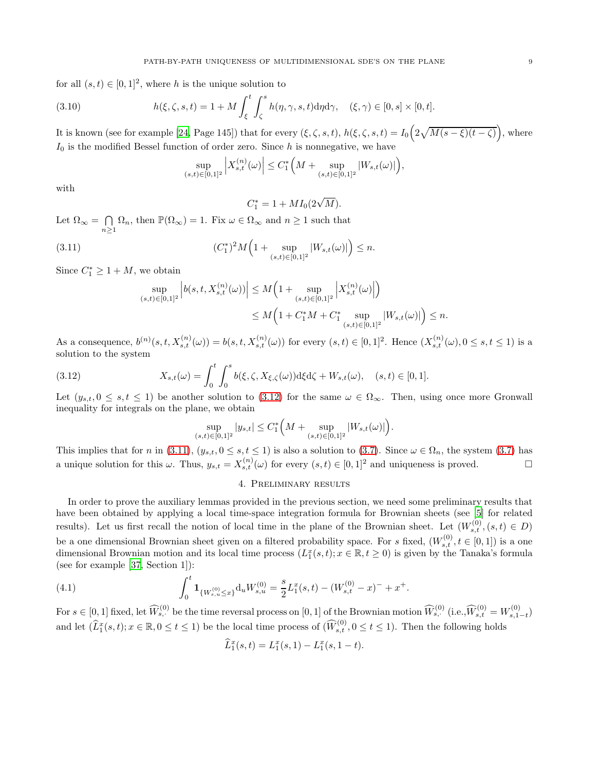for all $(s,t) \in [0,1]^2$, where $h$ is the unique solution to

$$h(\xi,\zeta,s,t) = 1 + M\int_\xi^t \int_\zeta^s h(\eta,\gamma,s,t)\mathrm{d}\eta\mathrm{d}\gamma, \quad (\xi,\gamma) \in [0,s]\times[0,t]. \tag{3.10}$$

It is known (see for example [24, Page 145]) that for every $(\xi,\zeta,s,t)$, $h(\xi,\zeta,s,t) = I_0\Big(2\sqrt{M(s-\xi)(t-\zeta)}\Big)$, where $I_0$ is the modified Bessel function of order zero. Since $h$ is nonnegative, we have

$$\sup_{(s,t)\in[0,1]^2}\Big|X_{s,t}^{(n)}(\omega)\Big| \leq C_1^*\Big(M + \sup_{(s,t)\in[0,1]^2}|W_{s,t}(\omega)|\Big),$$

with

$$C_1^* = 1 + MI_0(2\sqrt{M}).$$

Let $\Omega_\infty = \bigcap_{n\geq 1}\Omega_n$, then $\mathbb{P}(\Omega_\infty) = 1$. Fix $\omega \in \Omega_\infty$ and $n \geq 1$ such that

$$(C_1^*)^2 M\Big(1 + \sup_{(s,t)\in[0,1]^2}|W_{s,t}(\omega)|\Big) \leq n. \tag{3.11}$$

Since $C_1^* \geq 1 + M$, we obtain

$$\begin{aligned}\sup_{(s,t)\in[0,1]^2}\Big|b(s,t,X_{s,t}^{(n)}(\omega))\Big| &\leq M\Big(1 + \sup_{(s,t)\in[0,1]^2}\Big|X_{s,t}^{(n)}(\omega)\Big|\Big)\\ &\leq M\Big(1 + C_1^*M + C_1^*\sup_{(s,t)\in[0,1]^2}|W_{s,t}(\omega)|\Big) \leq n.\end{aligned}$$

As a consequence, $b^{(n)}(s,t,X_{s,t}^{(n)}(\omega)) = b(s,t,X_{s,t}^{(n)}(\omega))$ for every $(s,t) \in [0,1]^2$. Hence $(X_{s,t}^{(n)}(\omega), 0 \leq s,t \leq 1)$ is a solution to the system

$$X_{s,t}(\omega) = \int_0^t\int_0^s b(\xi,\zeta,X_{\xi,\zeta}(\omega))\mathrm{d}\xi\mathrm{d}\zeta + W_{s,t}(\omega), \quad (s,t) \in [0,1]. \tag{3.12}$$

Let $(y_{s,t}, 0 \leq s,t \leq 1)$ be another solution to (3.12) for the same $\omega \in \Omega_\infty$. Then, using once more Gronwall inequality for integrals on the plane, we obtain

$$\sup_{(s,t)\in[0,1]^2}|y_{s,t}| \leq C_1^*\Big(M + \sup_{(s,t)\in[0,1]^2}|W_{s,t}(\omega)|\Big).$$

This implies that for $n$ in (3.11), $(y_{s,t}, 0 \leq s,t \leq 1)$ is also a solution to (3.7). Since $\omega \in \Omega_n$, the system (3.7) has a unique solution for this $\omega$. Thus, $y_{s,t} = X_{s,t}^{(n)}(\omega)$ for every $(s,t) \in [0,1]^2$ and uniqueness is proved. □

## 4. Preliminary results

In order to prove the auxiliary lemmas provided in the previous section, we need some preliminary results that have been obtained by applying a local time-space integration formula for Brownian sheets (see [5] for related results). Let us first recall the notion of local time in the plane of the Brownian sheet. Let $(W_{s,t}^{(0)}, (s,t) \in D)$ be a one dimensional Brownian sheet given on a filtered probability space. For $s$ fixed, $(W_{s,t}^{(0)}, t \in [0,1])$ is a one dimensional Brownian motion and its local time process $(L_1^x(s,t); x \in \mathbb{R}, t \geq 0)$ is given by the Tanaka's formula (see for example [37, Section 1]):

$$\int_0^t \mathbf{1}_{\{W_{s,u}^{(0)} \leq x\}}\mathrm{d}_u W_{s,u}^{(0)} = \frac{s}{2}L_1^x(s,t) - (W_{s,t}^{(0)} - x)^- + x^+. \tag{4.1}$$

For $s \in [0,1]$ fixed, let $\widehat{W}_{s,\cdot}^{(0)}$ be the time reversal process on $[0,1]$ of the Brownian motion $\widehat{W}_{s,\cdot}^{(0)}$ (i.e.,$\widehat{W}_{s,t}^{(0)} = W_{s,1-t}^{(0)}$) and let $(\widehat{L}_1^x(s,t); x \in \mathbb{R}, 0 \leq t \leq 1)$ be the local time process of $(\widehat{W}_{s,t}^{(0)}, 0 \leq t \leq 1)$. Then the following holds

$$\widehat{L}_1^x(s,t) = L_1^x(s,1) - L_1^x(s,1-t).$$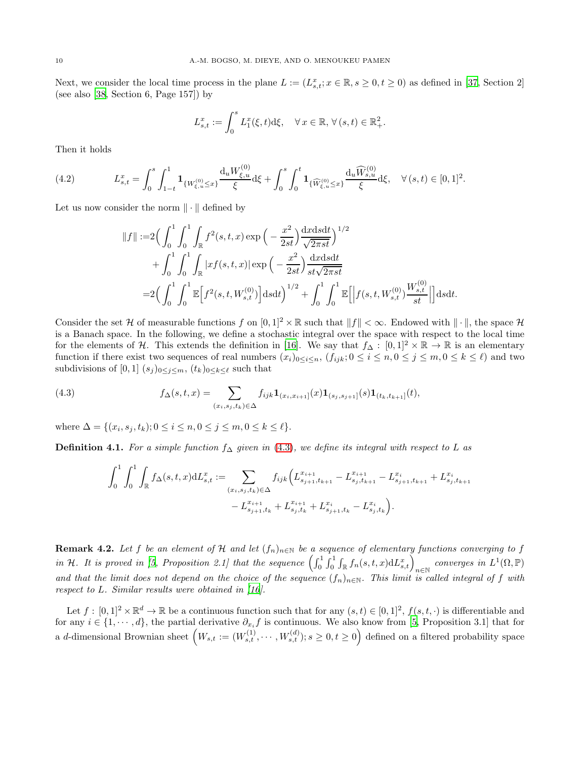Next, we consider the local time process in the plane $L := (L^x_{s,t}; x \in \mathbb{R}, s \geq 0, t \geq 0)$ as defined in [37, Section 2] (see also [38, Section 6, Page 157]) by

$$L^x_{s,t} := \int_0^s L^x_1(\xi, t)\mathrm{d}\xi, \quad \forall\, x \in \mathbb{R}, \forall\, (s,t) \in \mathbb{R}^2_+.$$

Then it holds

$$L^x_{s,t} = \int_0^s \int_{1-t}^1 \mathbf{1}_{\{W^{(0)}_{\xi,u} \leq x\}} \frac{\mathrm{d}_u W^{(0)}_{\xi,u}}{\xi}\mathrm{d}\xi + \int_0^s \int_0^t \mathbf{1}_{\{\widehat{W}^{(0)}_{\xi,u} \leq x\}} \frac{\mathrm{d}_u \widehat{W}^{(0)}_{s,u}}{\xi}\mathrm{d}\xi, \quad \forall\, (s,t) \in [0,1]^2. \tag{4.2}$$

Let us now consider the norm $\|\cdot\|$ defined by

$$\begin{aligned}
\|f\| :=& 2\Big(\int_0^1\int_0^1\int_{\mathbb{R}} f^2(s,t,x)\exp\Big(-\frac{x^2}{2st}\Big)\frac{\mathrm{d}x\mathrm{d}s\mathrm{d}t}{\sqrt{2\pi st}}\Big)^{1/2} \\
&+ \int_0^1\int_0^1\int_{\mathbb{R}} |xf(s,t,x)|\exp\Big(-\frac{x^2}{2st}\Big)\frac{\mathrm{d}x\mathrm{d}s\mathrm{d}t}{st\sqrt{2\pi st}} \\
=& 2\Big(\int_0^1\int_0^1 \mathbb{E}\Big[f^2(s,t,W^{(0)}_{s,t})\Big]\mathrm{d}s\mathrm{d}t\Big)^{1/2} + \int_0^1\int_0^1 \mathbb{E}\Big[\Big|f(s,t,W^{(0)}_{s,t})\frac{W^{(0)}_{s,t}}{st}\Big|\Big]\mathrm{d}s\mathrm{d}t.
\end{aligned}$$

Consider the set $\mathcal{H}$ of measurable functions $f$ on $[0,1]^2 \times \mathbb{R}$ such that $\|f\| < \infty$. Endowed with $\|\cdot\|$, the space $\mathcal{H}$ is a Banach space. In the following, we define a stochastic integral over the space with respect to the local time for the elements of $\mathcal{H}$. This extends the definition in [16]. We say that $f_\Delta : [0,1]^2 \times \mathbb{R} \to \mathbb{R}$ is an elementary function if there exist two sequences of real numbers $(x_i)_{0\leq i\leq n}$, $(f_{ijk}; 0 \leq i \leq n, 0 \leq j \leq m, 0 \leq k \leq \ell)$ and two subdivisions of $[0,1]$ $(s_j)_{0\leq j\leq m}$, $(t_k)_{0\leq k\leq \ell}$ such that

$$f_\Delta(s,t,x) = \sum_{(x_i,s_j,t_k)\in\Delta} f_{ijk}\mathbf{1}_{(x_i,x_{i+1}]}(x)\mathbf{1}_{(s_j,s_{j+1}]}(s)\mathbf{1}_{(t_k,t_{k+1}]}(t), \tag{4.3}$$

where $\Delta = \{(x_i, s_j, t_k); 0 \leq i \leq n, 0 \leq j \leq m, 0 \leq k \leq \ell\}$.

**Definition 4.1.** *For a simple function $f_\Delta$ given in (4.3), we define its integral with respect to $L$ as*

$$\begin{aligned}
\int_0^1\int_0^1\int_{\mathbb{R}} f_\Delta(s,t,x)\mathrm{d}L^x_{s,t} := \sum_{(x_i,s_j,t_k)\in\Delta} f_{ijk}\Big(& L^{x_{i+1}}_{s_{j+1},t_{k+1}} - L^{x_{i+1}}_{s_j,t_{k+1}} - L^{x_i}_{s_{j+1},t_{k+1}} + L^{x_i}_{s_j,t_{k+1}} \\
&- L^{x_{i+1}}_{s_{j+1},t_k} + L^{x_{i+1}}_{s_j,t_k} + L^{x_i}_{s_{j+1},t_k} - L^{x_i}_{s_j,t_k}\Big).
\end{aligned}$$

**Remark 4.2.** *Let $f$ be an element of $\mathcal{H}$ and let $(f_n)_{n\in\mathbb{N}}$ be a sequence of elementary functions converging to $f$ in $\mathcal{H}$. It is proved in [5, Proposition 2.1] that the sequence $\Big(\int_0^1\int_0^1\int_{\mathbb{R}} f_n(s,t,x)\mathrm{d}L^x_{s,t}\Big)_{n\in\mathbb{N}}$ converges in $L^1(\Omega,\mathbb{P})$ and that the limit does not depend on the choice of the sequence $(f_n)_{n\in\mathbb{N}}$. This limit is called integral of $f$ with respect to $L$. Similar results were obtained in [16].*

Let $f : [0,1]^2 \times \mathbb{R}^d \to \mathbb{R}$ be a continuous function such that for any $(s,t) \in [0,1]^2$, $f(s,t,\cdot)$ is differentiable and for any $i \in \{1,\cdots,d\}$, the partial derivative $\partial_{x_i} f$ is continuous. We also know from [5, Proposition 3.1] that for a $d$-dimensional Brownian sheet $\Big(W_{s,t} := (W^{(1)}_{s,t},\cdots,W^{(d)}_{s,t}); s \geq 0, t \geq 0\Big)$ defined on a filtered probability space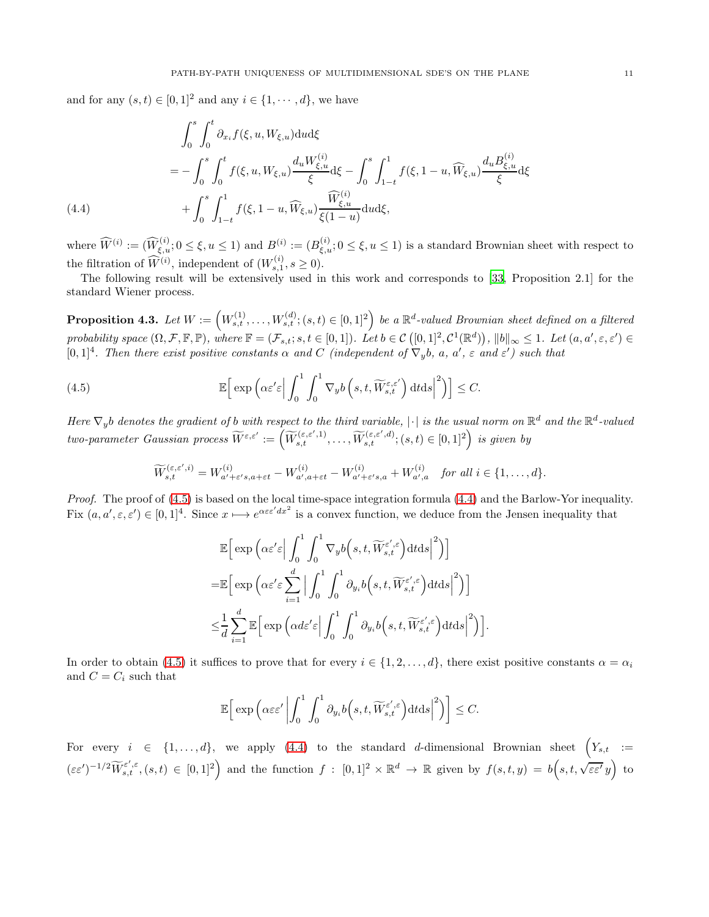and for any $(s,t) \in [0,1]^2$ and any $i \in \{1,\cdots,d\}$, we have

$$
\begin{aligned}
&\int_0^s \int_0^t \partial_{x_i} f(\xi,u,W_{\xi,u}) \mathrm{d}u\mathrm{d}\xi \\
&= -\int_0^s \int_0^t f(\xi,u,W_{\xi,u}) \frac{d_u W^{(i)}_{\xi,u}}{\xi} \mathrm{d}\xi - \int_0^s \int_{1-t}^1 f(\xi,1-u,\widehat{W}_{\xi,u}) \frac{d_u B^{(i)}_{\xi,u}}{\xi} \mathrm{d}\xi \\
&\quad + \int_0^s \int_{1-t}^1 f(\xi,1-u,\widehat{W}_{\xi,u}) \frac{\widehat{W}^{(i)}_{\xi,u}}{\xi(1-u)} \mathrm{d}u\mathrm{d}\xi, 
\end{aligned} \tag{4.4}
$$

where $\widehat{W}^{(i)} := (\widehat{W}^{(i)}_{\xi,u}; 0 \le \xi, u \le 1)$ and $B^{(i)} := (B^{(i)}_{\xi,u}; 0 \le \xi, u \le 1)$ is a standard Brownian sheet with respect to the filtration of $\widehat{W}^{(i)}$, independent of $(W^{(i)}_{s,1}, s \ge 0)$.

The following result will be extensively used in this work and corresponds to [33, Proposition 2.1] for the standard Wiener process.

**Proposition 4.3.** *Let $W := \Big(W^{(1)}_{s,t}, \ldots, W^{(d)}_{s,t}; (s,t) \in [0,1]^2\Big)$ be a $\mathbb{R}^d$-valued Brownian sheet defined on a filtered probability space $(\Omega, \mathcal{F}, \mathbb{F}, \mathbb{P})$, where $\mathbb{F} = (\mathcal{F}_{s,t}; s,t \in [0,1])$. Let $b \in \mathcal{C}\left([0,1]^2, \mathcal{C}^1(\mathbb{R}^d)\right)$, $\|b\|_\infty \le 1$. Let $(a, a', \varepsilon, \varepsilon') \in [0,1]^4$. Then there exist positive constants $\alpha$ and $C$ (independent of $\nabla_y b$, $a$, $a'$, $\varepsilon$ and $\varepsilon'$) such that*

$$
\mathbb{E}\Big[ \exp\Big( \alpha \varepsilon' \varepsilon \Big| \int_0^1 \int_0^1 \nabla_y b\Big(s,t,\widetilde{W}^{\varepsilon,\varepsilon'}_{s,t}\Big) \mathrm{d}t\mathrm{d}s \Big|^2 \Big) \Big] \le C. \tag{4.5}
$$

*Here $\nabla_y b$ denotes the gradient of $b$ with respect to the third variable, $|\cdot|$ is the usual norm on $\mathbb{R}^d$ and the $\mathbb{R}^d$-valued two-parameter Gaussian process $\widetilde{W}^{\varepsilon,\varepsilon'} := \Big(\widetilde{W}^{(\varepsilon,\varepsilon',1)}_{s,t}, \ldots, \widetilde{W}^{(\varepsilon,\varepsilon',d)}_{s,t}; (s,t) \in [0,1]^2\Big)$ is given by*

$$
\widetilde{W}^{(\varepsilon,\varepsilon',i)}_{s,t} = W^{(i)}_{a'+\varepsilon' s, a+\varepsilon t} - W^{(i)}_{a', a+\varepsilon t} - W^{(i)}_{a'+\varepsilon' s, a} + W^{(i)}_{a',a} \quad \textit{for all } i \in \{1,\ldots,d\}.
$$

*Proof.* The proof of (4.5) is based on the local time-space integration formula (4.4) and the Barlow-Yor inequality. Fix $(a, a', \varepsilon, \varepsilon') \in [0,1]^4$. Since $x \longmapsto e^{\alpha\varepsilon\varepsilon' d x^2}$ is a convex function, we deduce from the Jensen inequality that

$$
\begin{aligned}
&\mathbb{E}\Big[ \exp\Big( \alpha \varepsilon' \varepsilon \Big| \int_0^1 \int_0^1 \nabla_y b\Big(s,t,\widetilde{W}^{\varepsilon',\varepsilon}_{s,t}\Big) \mathrm{d}t\mathrm{d}s \Big|^2 \Big) \Big] \\
=&\mathbb{E}\Big[ \exp\Big( \alpha \varepsilon' \varepsilon \sum_{i=1}^d \Big| \int_0^1 \int_0^1 \partial_{y_i} b\Big(s,t,\widetilde{W}^{\varepsilon',\varepsilon}_{s,t}\Big) \mathrm{d}t\mathrm{d}s \Big|^2 \Big) \Big] \\
\le& \frac{1}{d} \sum_{i=1}^d \mathbb{E}\Big[ \exp\Big( \alpha d \varepsilon' \varepsilon \Big| \int_0^1 \int_0^1 \partial_{y_i} b\Big(s,t,\widetilde{W}^{\varepsilon',\varepsilon}_{s,t}\Big) \mathrm{d}t\mathrm{d}s \Big|^2 \Big) \Big].
\end{aligned}
$$

In order to obtain (4.5) it suffices to prove that for every $i \in \{1,2,\ldots,d\}$, there exist positive constants $\alpha = \alpha_i$ and $C = C_i$ such that

$$
\mathbb{E}\Big[ \exp\Big( \alpha \varepsilon \varepsilon' \left| \int_0^1 \int_0^1 \partial_{y_i} b\Big(s,t,\widetilde{W}^{\varepsilon',\varepsilon}_{s,t}\Big) \mathrm{d}t\mathrm{d}s \right|^2 \Big) \Big] \le C.
$$

For every $i \in \{1,\ldots,d\}$, we apply (4.4) to the standard $d$-dimensional Brownian sheet $\Big(Y_{s,t} := (\varepsilon\varepsilon')^{-1/2} \widetilde{W}^{\varepsilon',\varepsilon}_{s,t}, (s,t) \in [0,1]^2\Big)$ and the function $f : [0,1]^2 \times \mathbb{R}^d \to \mathbb{R}$ given by $f(s,t,y) = b\Big(s,t,\sqrt{\varepsilon\varepsilon'}\, y\Big)$ to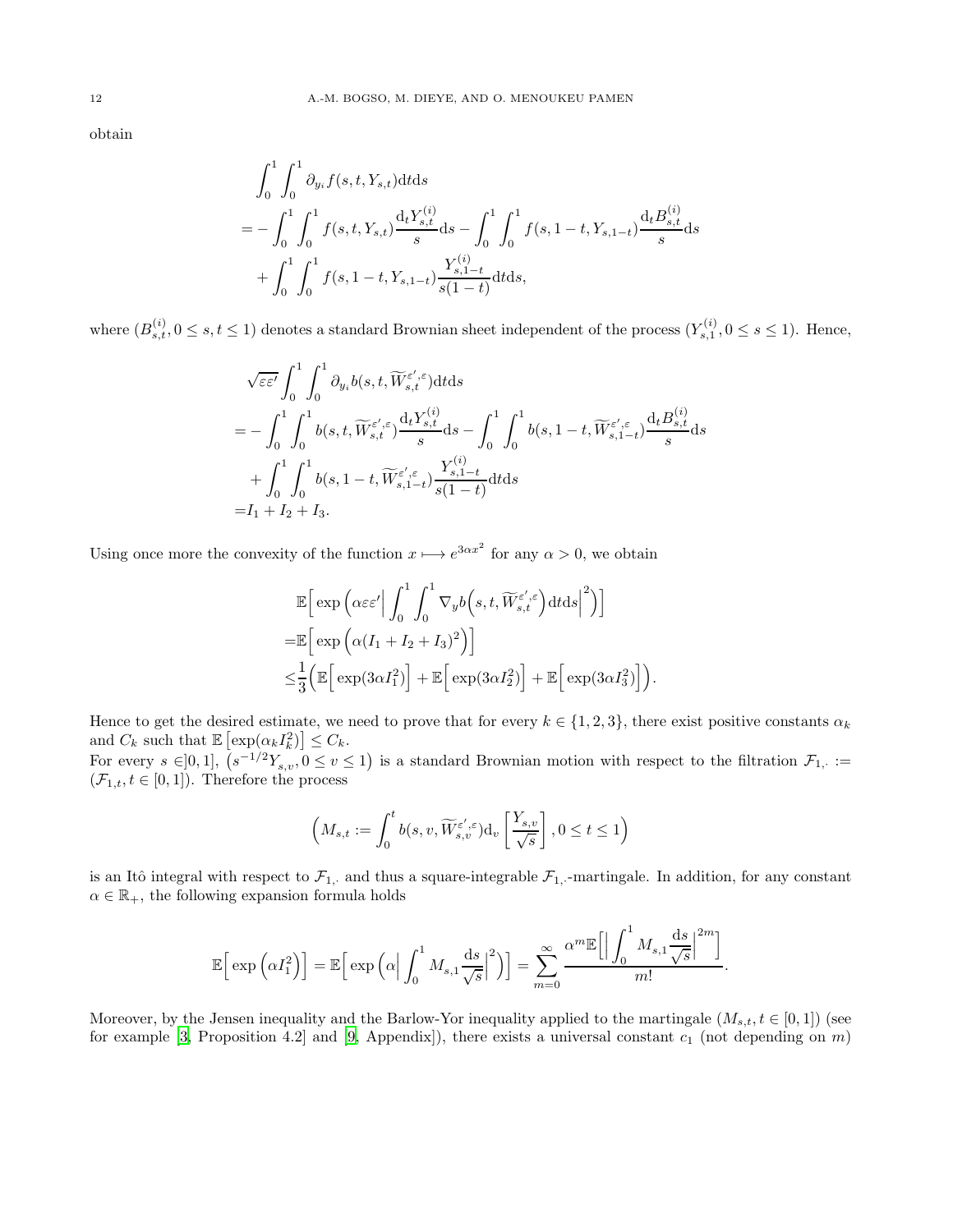obtain

$$
\begin{aligned}
&\int_0^1\int_0^1 \partial_{y_i} f(s,t,Y_{s,t})\mathrm{d}t\mathrm{d}s\\
=&-\int_0^1\int_0^1 f(s,t,Y_{s,t})\frac{\mathrm{d}_t Y^{(i)}_{s,t}}{s}\mathrm{d}s-\int_0^1\int_0^1 f(s,1-t,Y_{s,1-t})\frac{\mathrm{d}_t B^{(i)}_{s,t}}{s}\mathrm{d}s\\
&+\int_0^1\int_0^1 f(s,1-t,Y_{s,1-t})\frac{Y^{(i)}_{s,1-t}}{s(1-t)}\mathrm{d}t\mathrm{d}s,
\end{aligned}
$$

where $(B^{(i)}_{s,t}, 0\le s,t\le 1)$ denotes a standard Brownian sheet independent of the process $(Y^{(i)}_{s,1}, 0\le s\le 1)$. Hence,

$$
\begin{aligned}
&\sqrt{\varepsilon\varepsilon'}\int_0^1\int_0^1 \partial_{y_i} b(s,t,\widetilde{W}^{\varepsilon',\varepsilon}_{s,t})\mathrm{d}t\mathrm{d}s\\
=&-\int_0^1\int_0^1 b(s,t,\widetilde{W}^{\varepsilon',\varepsilon}_{s,t})\frac{\mathrm{d}_t Y^{(i)}_{s,t}}{s}\mathrm{d}s-\int_0^1\int_0^1 b(s,1-t,\widetilde{W}^{\varepsilon',\varepsilon}_{s,1-t})\frac{\mathrm{d}_t B^{(i)}_{s,t}}{s}\mathrm{d}s\\
&+\int_0^1\int_0^1 b(s,1-t,\widetilde{W}^{\varepsilon',\varepsilon}_{s,1-t})\frac{Y^{(i)}_{s,1-t}}{s(1-t)}\mathrm{d}t\mathrm{d}s\\
=&I_1+I_2+I_3.
\end{aligned}
$$

Using once more the convexity of the function $x\longmapsto e^{3\alpha x^2}$ for any $\alpha>0$, we obtain

$$
\begin{aligned}
&\mathbb{E}\Big[\exp\Big(\alpha\varepsilon\varepsilon'\Big|\int_0^1\int_0^1 \nabla_y b\Big(s,t,\widetilde{W}^{\varepsilon',\varepsilon}_{s,t}\Big)\mathrm{d}t\mathrm{d}s\Big|^2\Big)\Big]\\
=&\mathbb{E}\Big[\exp\Big(\alpha(I_1+I_2+I_3)^2\Big)\Big]\\
\le&\frac{1}{3}\Big(\mathbb{E}\Big[\exp(3\alpha I_1^2)\Big]+\mathbb{E}\Big[\exp(3\alpha I_2^2)\Big]+\mathbb{E}\Big[\exp(3\alpha I_3^2)\Big]\Big).
\end{aligned}
$$

Hence to get the desired estimate, we need to prove that for every $k\in\{1,2,3\}$, there exist positive constants $\alpha_k$ and $C_k$ such that $\mathbb{E}\left[\exp(\alpha_k I_k^2)\right]\le C_k$.

For every $s\in]0,1]$, $\left(s^{-1/2}Y_{s,v}, 0\le v\le 1\right)$ is a standard Brownian motion with respect to the filtration $\mathcal{F}_{1,\cdot}:=(\mathcal{F}_{1,t}, t\in[0,1])$. Therefore the process

$$
\Big(M_{s,t}:=\int_0^t b(s,v,\widetilde{W}^{\varepsilon',\varepsilon}_{s,v})\mathrm{d}_v\left[\frac{Y_{s,v}}{\sqrt{s}}\right], 0\le t\le 1\Big)
$$

is an Itô integral with respect to $\mathcal{F}_{1,\cdot}$ and thus a square-integrable $\mathcal{F}_{1,\cdot}$-martingale. In addition, for any constant $\alpha\in\mathbb{R}_+$, the following expansion formula holds

$$
\mathbb{E}\Big[\exp\Big(\alpha I_1^2\Big)\Big]=\mathbb{E}\Big[\exp\Big(\alpha\Big|\int_0^1 M_{s,1}\frac{\mathrm{d}s}{\sqrt{s}}\Big|^2\Big)\Big]=\sum_{m=0}^{\infty}\frac{\alpha^m\mathbb{E}\Big[\Big|\int_0^1 M_{s,1}\frac{\mathrm{d}s}{\sqrt{s}}\Big|^{2m}\Big]}{m!}.
$$

Moreover, by the Jensen inequality and the Barlow-Yor inequality applied to the martingale $(M_{s,t}, t\in[0,1])$ (see for example [3, Proposition 4.2] and [9, Appendix]), there exists a universal constant $c_1$ (not depending on $m$)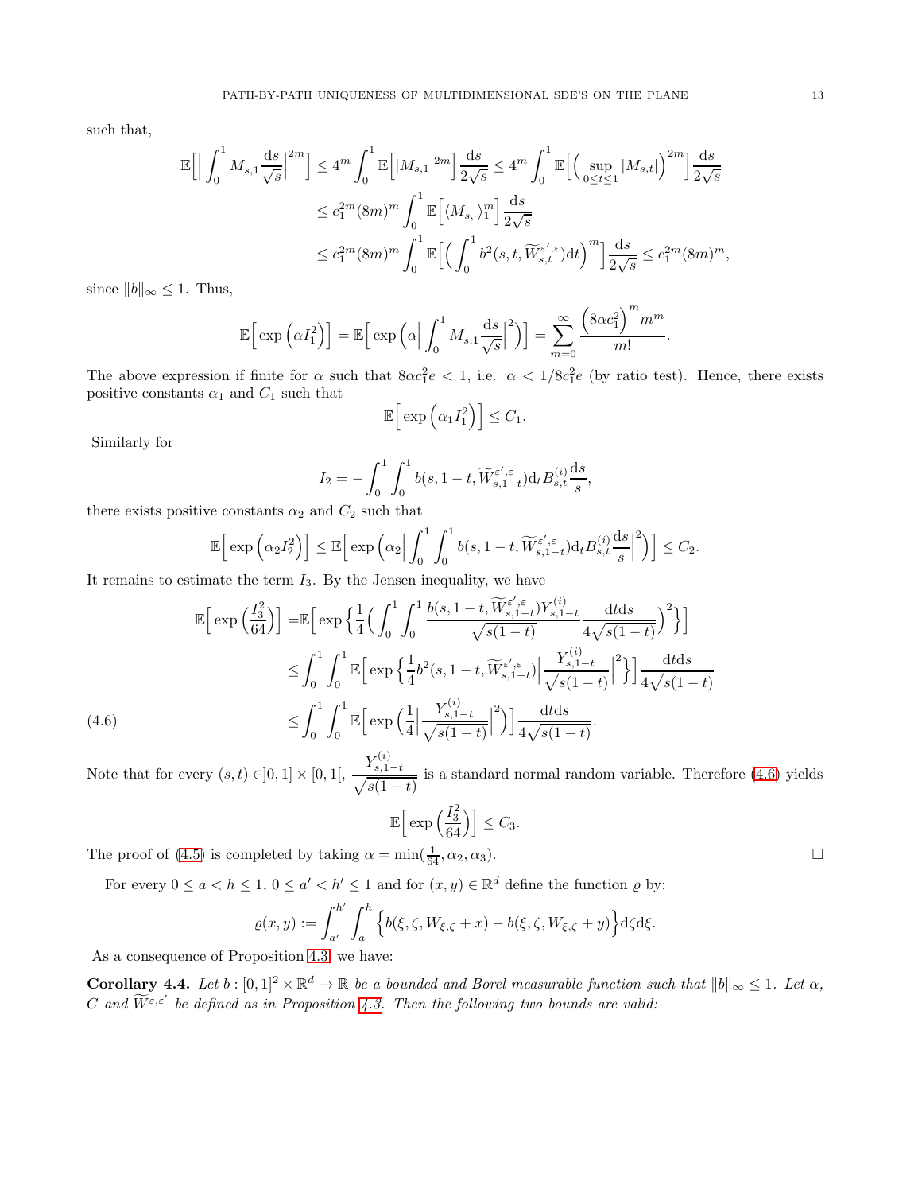such that,

$$
\begin{aligned}
\mathbb{E}\Big[\Big|\int_0^1 M_{s,1}\frac{\mathrm{d}s}{\sqrt{s}}\Big|^{2m}\Big] &\leq 4^m\int_0^1 \mathbb{E}\Big[|M_{s,1}|^{2m}\Big]\frac{\mathrm{d}s}{2\sqrt{s}} \leq 4^m\int_0^1 \mathbb{E}\Big[\Big(\sup_{0\leq t\leq 1}|M_{s,t}|\Big)^{2m}\Big]\frac{\mathrm{d}s}{2\sqrt{s}}\\
&\leq c_1^{2m}(8m)^m\int_0^1 \mathbb{E}\Big[\langle M_{s,\cdot}\rangle_1^m\Big]\frac{\mathrm{d}s}{2\sqrt{s}}\\
&\leq c_1^{2m}(8m)^m\int_0^1 \mathbb{E}\Big[\Big(\int_0^1 b^2(s,t,\widetilde{W}^{\varepsilon',\varepsilon}_{s,t})\mathrm{d}t\Big)^m\Big]\frac{\mathrm{d}s}{2\sqrt{s}} \leq c_1^{2m}(8m)^m,
\end{aligned}
$$

since $\|b\|_\infty\leq 1$. Thus,

$$
\mathbb{E}\Big[\exp\Big(\alpha I_1^2\Big)\Big] = \mathbb{E}\Big[\exp\Big(\alpha\Big|\int_0^1 M_{s,1}\frac{\mathrm{d}s}{\sqrt{s}}\Big|^2\Big)\Big] = \sum_{m=0}^\infty \frac{\Big(8\alpha c_1^2\Big)^m m^m}{m!}.
$$

The above expression if finite for $\alpha$ such that $8\alpha c_1^2 e<1$, i.e. $\alpha<1/8c_1^2 e$ (by ratio test). Hence, there exists positive constants $\alpha_1$ and $C_1$ such that

$$
\mathbb{E}\Big[\exp\Big(\alpha_1 I_1^2\Big)\Big]\leq C_1.
$$

Similarly for

$$
I_2 = -\int_0^1\int_0^1 b(s,1-t,\widetilde{W}^{\varepsilon',\varepsilon}_{s,1-t})\mathrm{d}_t B^{(i)}_{s,t}\frac{\mathrm{d}s}{s},
$$

there exists positive constants $\alpha_2$ and $C_2$ such that

$$
\mathbb{E}\Big[\exp\Big(\alpha_2 I_2^2\Big)\Big]\leq \mathbb{E}\Big[\exp\Big(\alpha_2\Big|\int_0^1\int_0^1 b(s,1-t,\widetilde{W}^{\varepsilon',\varepsilon}_{s,1-t})\mathrm{d}_t B^{(i)}_{s,t}\frac{\mathrm{d}s}{s}\Big|^2\Big)\Big]\leq C_2.
$$

It remains to estimate the term $I_3$. By the Jensen inequality, we have

$$
\begin{aligned}
\mathbb{E}\Big[\exp\Big(\frac{I_3^2}{64}\Big)\Big] &= \mathbb{E}\Big[\exp\Big\{\frac{1}{4}\Big(\int_0^1\int_0^1 \frac{b(s,1-t,\widetilde{W}^{\varepsilon',\varepsilon}_{s,1-t})Y^{(i)}_{s,1-t}}{\sqrt{s(1-t)}}\frac{\mathrm{d}t\mathrm{d}s}{4\sqrt{s(1-t)}}\Big)^2\Big\}\Big]\\
&\leq \int_0^1\int_0^1 \mathbb{E}\Big[\exp\Big\{\frac{1}{4}b^2(s,1-t,\widetilde{W}^{\varepsilon',\varepsilon}_{s,1-t})\Big|\frac{Y^{(i)}_{s,1-t}}{\sqrt{s(1-t)}}\Big|^2\Big\}\Big]\frac{\mathrm{d}t\mathrm{d}s}{4\sqrt{s(1-t)}}\\
&\leq \int_0^1\int_0^1 \mathbb{E}\Big[\exp\Big(\frac{1}{4}\Big|\frac{Y^{(i)}_{s,1-t}}{\sqrt{s(1-t)}}\Big|^2\Big)\Big]\frac{\mathrm{d}t\mathrm{d}s}{4\sqrt{s(1-t)}}. \qquad (4.6)
\end{aligned}
$$

Note that for every $(s,t)\in]0,1]\times[0,1[$, $\dfrac{Y^{(i)}_{s,1-t}}{\sqrt{s(1-t)}}$ is a standard normal random variable. Therefore (4.6) yields

$$
\mathbb{E}\Big[\exp\Big(\frac{I_3^2}{64}\Big)\Big]\leq C_3.
$$

The proof of (4.5) is completed by taking $\alpha=\min(\frac{1}{64},\alpha_2,\alpha_3)$. $\square$

For every $0\leq a<h\leq 1$, $0\leq a'<h'\leq 1$ and for $(x,y)\in\mathbb{R}^d$ define the function $\varrho$ by:

$$
\varrho(x,y) := \int_{a'}^{h'}\int_a^h \Big\{b(\xi,\zeta,W_{\xi,\zeta}+x) - b(\xi,\zeta,W_{\xi,\zeta}+y)\Big\}\mathrm{d}\zeta\mathrm{d}\xi.
$$

As a consequence of Proposition 4.3, we have:

**Corollary 4.4.** *Let $b:[0,1]^2\times\mathbb{R}^d\to\mathbb{R}$ be a bounded and Borel measurable function such that $\|b\|_\infty\leq 1$. Let $\alpha$, $C$ and $\widetilde{W}^{\varepsilon,\varepsilon'}$ be defined as in Proposition 4.3. Then the following two bounds are valid:*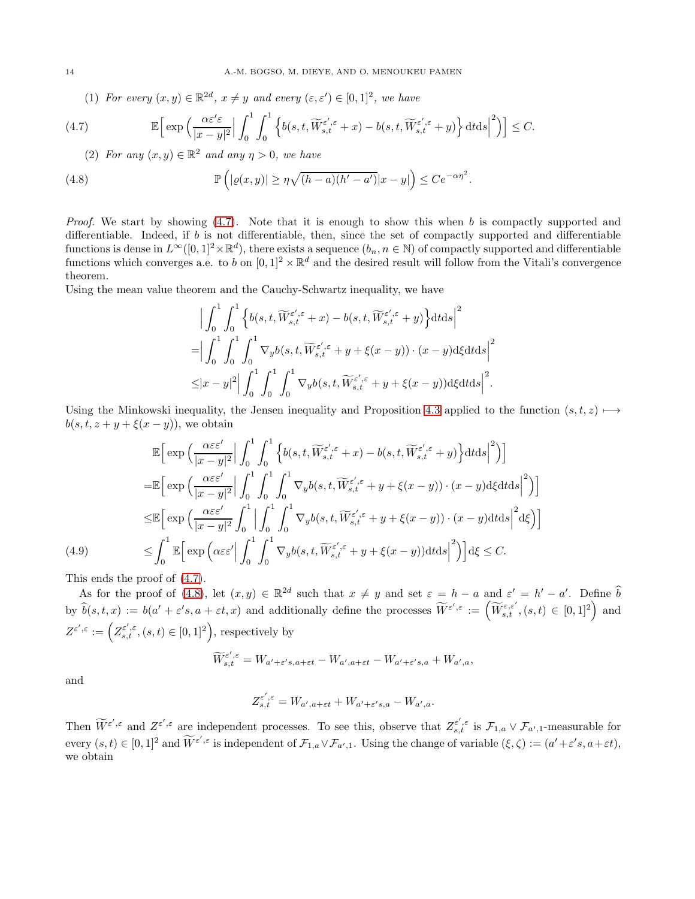(1) *For every* $(x,y)\in\mathbb{R}^{2d}$*,* $x\neq y$ *and every* $(\varepsilon,\varepsilon')\in[0,1]^2$*, we have*

$$
\mathbb{E}\Big[\exp\Big(\frac{\alpha\varepsilon'\varepsilon}{|x-y|^2}\Big|\int_0^1\int_0^1\Big\{b(s,t,\widetilde{W}^{\varepsilon',\varepsilon}_{s,t}+x)-b(s,t,\widetilde{W}^{\varepsilon',\varepsilon}_{s,t}+y)\Big\}\mathrm{d}t\mathrm{d}s\Big|^2\Big)\Big]\leq C. \tag{4.7}
$$

(2) *For any* $(x,y)\in\mathbb{R}^2$ *and any* $\eta>0$*, we have*

$$
\mathbb{P}\left(|\varrho(x,y)|\geq\eta\sqrt{(h-a)(h'-a')}|x-y|\right)\leq Ce^{-\alpha\eta^2}. \tag{4.8}
$$

*Proof.* We start by showing (4.7). Note that it is enough to show this when $b$ is compactly supported and differentiable. Indeed, if $b$ is not differentiable, then, since the set of compactly supported and differentiable functions is dense in $L^\infty([0,1]^2\times\mathbb{R}^d)$, there exists a sequence $(b_n,n\in\mathbb{N})$ of compactly supported and differentiable functions which converges a.e. to $b$ on $[0,1]^2\times\mathbb{R}^d$ and the desired result will follow from the Vitali's convergence theorem.
Using the mean value theorem and the Cauchy-Schwartz inequality, we have

$$
\begin{aligned}
&\Big|\int_0^1\int_0^1\Big\{b(s,t,\widetilde{W}^{\varepsilon',\varepsilon}_{s,t}+x)-b(s,t,\widetilde{W}^{\varepsilon',\varepsilon}_{s,t}+y)\Big\}\mathrm{d}t\mathrm{d}s\Big|^2\\
=&\Big|\int_0^1\int_0^1\int_0^1\nabla_y b(s,t,\widetilde{W}^{\varepsilon',\varepsilon}_{s,t}+y+\xi(x-y))\cdot(x-y)\mathrm{d}\xi\mathrm{d}t\mathrm{d}s\Big|^2\\
\leq&|x-y|^2\Big|\int_0^1\int_0^1\int_0^1\nabla_y b(s,t,\widetilde{W}^{\varepsilon',\varepsilon}_{s,t}+y+\xi(x-y))\mathrm{d}\xi\mathrm{d}t\mathrm{d}s\Big|^2.
\end{aligned}
$$

Using the Minkowski inequality, the Jensen inequality and Proposition 4.3 applied to the function $(s,t,z)\longmapsto b(s,t,z+y+\xi(x-y))$, we obtain

$$
\begin{aligned}
&\mathbb{E}\Big[\exp\Big(\frac{\alpha\varepsilon\varepsilon'}{|x-y|^2}\Big|\int_0^1\int_0^1\Big\{b(s,t,\widetilde{W}^{\varepsilon',\varepsilon}_{s,t}+x)-b(s,t,\widetilde{W}^{\varepsilon',\varepsilon}_{s,t}+y)\Big\}\mathrm{d}t\mathrm{d}s\Big|^2\Big)\Big]\\
=&\mathbb{E}\Big[\exp\Big(\frac{\alpha\varepsilon\varepsilon'}{|x-y|^2}\Big|\int_0^1\int_0^1\int_0^1\nabla_y b(s,t,\widetilde{W}^{\varepsilon',\varepsilon}_{s,t}+y+\xi(x-y))\cdot(x-y)\mathrm{d}\xi\mathrm{d}t\mathrm{d}s\Big|^2\Big)\Big]\\
\leq&\mathbb{E}\Big[\exp\Big(\frac{\alpha\varepsilon\varepsilon'}{|x-y|^2}\int_0^1\Big|\int_0^1\int_0^1\nabla_y b(s,t,\widetilde{W}^{\varepsilon',\varepsilon}_{s,t}+y+\xi(x-y))\cdot(x-y)\mathrm{d}t\mathrm{d}s\Big|^2\mathrm{d}\xi\Big)\Big]\\
\leq&\int_0^1\mathbb{E}\Big[\exp\Big(\alpha\varepsilon\varepsilon'\Big|\int_0^1\int_0^1\nabla_y b(s,t,\widetilde{W}^{\varepsilon',\varepsilon}_{s,t}+y+\xi(x-y))\mathrm{d}t\mathrm{d}s\Big|^2\Big)\Big]\mathrm{d}\xi\leq C.
\end{aligned} \tag{4.9}
$$

This ends the proof of (4.7).

As for the proof of (4.8), let $(x,y)\in\mathbb{R}^{2d}$ such that $x\neq y$ and set $\varepsilon=h-a$ and $\varepsilon'=h'-a'$. Define $\widehat{b}$ by $\widehat{b}(s,t,x):=b(a'+\varepsilon's,a+\varepsilon t,x)$ and additionally define the processes $\widetilde{W}^{\varepsilon',\varepsilon}:=\Big(\widetilde{W}^{\varepsilon,\varepsilon'}_{s,t},(s,t)\in[0,1]^2\Big)$ and $Z^{\varepsilon',\varepsilon}:=\Big(Z^{\varepsilon',\varepsilon}_{s,t},(s,t)\in[0,1]^2\Big)$, respectively by

$$
\widetilde{W}^{\varepsilon',\varepsilon}_{s,t}=W_{a'+\varepsilon's,a+\varepsilon t}-W_{a',a+\varepsilon t}-W_{a'+\varepsilon's,a}+W_{a',a},
$$

and

$$
Z^{\varepsilon',\varepsilon}_{s,t}=W_{a',a+\varepsilon t}+W_{a'+\varepsilon's,a}-W_{a',a}.
$$

Then $\widetilde{W}^{\varepsilon',\varepsilon}$ and $Z^{\varepsilon',\varepsilon}$ are independent processes. To see this, observe that $Z^{\varepsilon',\varepsilon}_{s,t}$ is $\mathcal{F}_{1,a}\vee\mathcal{F}_{a',1}$-measurable for every $(s,t)\in[0,1]^2$ and $\widetilde{W}^{\varepsilon',\varepsilon}$ is independent of $\mathcal{F}_{1,a}\vee\mathcal{F}_{a',1}$. Using the change of variable $(\xi,\zeta):=(a'+\varepsilon's,a+\varepsilon t)$, we obtain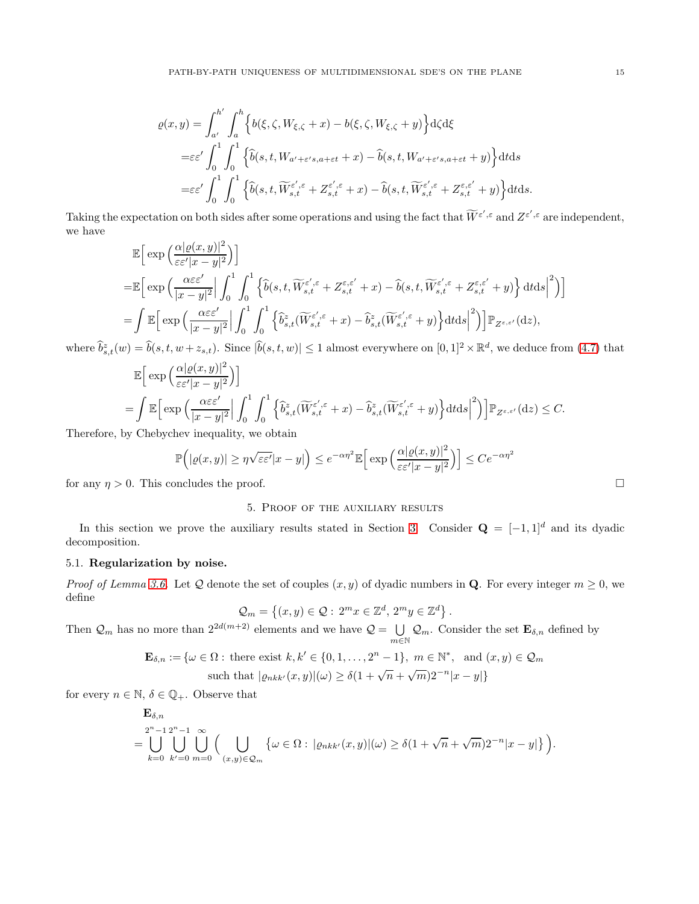$$
\begin{aligned}
\varrho(x,y) &= \int_{a'}^{h'}\int_a^h \Big\{ b(\xi,\zeta,W_{\xi,\zeta}+x) - b(\xi,\zeta,W_{\xi,\zeta}+y)\Big\}\mathrm{d}\zeta\mathrm{d}\xi \\
&= \varepsilon\varepsilon'\int_0^1\int_0^1 \Big\{ \widehat{b}(s,t,W_{a'+\varepsilon' s,a+\varepsilon t}+x) - \widehat{b}(s,t,W_{a'+\varepsilon' s,a+\varepsilon t}+y)\Big\}\mathrm{d}t\mathrm{d}s \\
&= \varepsilon\varepsilon'\int_0^1\int_0^1 \Big\{ \widehat{b}(s,t,\widetilde{W}^{\varepsilon',\varepsilon}_{s,t}+Z^{\varepsilon',\varepsilon}_{s,t}+x) - \widehat{b}(s,t,\widetilde{W}^{\varepsilon',\varepsilon}_{s,t}+Z^{\varepsilon,\varepsilon'}_{s,t}+y)\Big\}\mathrm{d}t\mathrm{d}s.
\end{aligned}
$$

Taking the expectation on both sides after some operations and using the fact that $\widetilde{W}^{\varepsilon',\varepsilon}$ and $Z^{\varepsilon',\varepsilon}$ are independent, we have

$$
\begin{aligned}
&\mathbb{E}\Big[\exp\Big(\frac{\alpha|\varrho(x,y)|^2}{\varepsilon\varepsilon'|x-y|^2}\Big)\Big] \\
=&\mathbb{E}\Big[\exp\Big(\frac{\alpha\varepsilon\varepsilon'}{|x-y|^2}\Big|\int_0^1\int_0^1 \Big\{ \widehat{b}(s,t,\widetilde{W}^{\varepsilon',\varepsilon}_{s,t}+Z^{\varepsilon,\varepsilon'}_{s,t}+x) - \widehat{b}(s,t,\widetilde{W}^{\varepsilon',\varepsilon}_{s,t}+Z^{\varepsilon,\varepsilon'}_{s,t}+y)\Big\}\,\mathrm{d}t\mathrm{d}s\Big|^2\Big)\Big] \\
=&\int \mathbb{E}\Big[\exp\Big(\frac{\alpha\varepsilon\varepsilon'}{|x-y|^2}\Big|\int_0^1\int_0^1 \Big\{ \widehat{b}^z_{s,t}(\widetilde{W}^{\varepsilon',\varepsilon}_{s,t}+x) - \widehat{b}^z_{s,t}(\widetilde{W}^{\varepsilon',\varepsilon}_{s,t}+y)\Big\}\mathrm{d}t\mathrm{d}s\Big|^2\Big)\Big]\mathbb{P}_{Z^{\varepsilon,\varepsilon'}}(\mathrm{d}z),
\end{aligned}
$$

where $\widehat{b}^z_{s,t}(w) = \widehat{b}(s,t,w+z_{s,t})$. Since $|\widehat{b}(s,t,w)| \le 1$ almost everywhere on $[0,1]^2\times\mathbb{R}^d$, we deduce from (4.7) that

$$
\begin{aligned}
&\mathbb{E}\Big[\exp\Big(\frac{\alpha|\varrho(x,y)|^2}{\varepsilon\varepsilon'|x-y|^2}\Big)\Big] \\
=&\int \mathbb{E}\Big[\exp\Big(\frac{\alpha\varepsilon\varepsilon'}{|x-y|^2}\Big|\int_0^1\int_0^1 \Big\{ \widehat{b}^z_{s,t}(\widetilde{W}^{\varepsilon',\varepsilon}_{s,t}+x) - \widehat{b}^z_{s,t}(\widetilde{W}^{\varepsilon',\varepsilon}_{s,t}+y)\Big\}\mathrm{d}t\mathrm{d}s\Big|^2\Big)\Big]\mathbb{P}_{Z^{\varepsilon,\varepsilon'}}(\mathrm{d}z) \le C.
\end{aligned}
$$

Therefore, by Chebychev inequality, we obtain

$$
\mathbb{P}\Big(|\varrho(x,y)| \ge \eta\sqrt{\varepsilon\varepsilon'}|x-y|\Big) \le e^{-\alpha\eta^2}\mathbb{E}\Big[\exp\Big(\frac{\alpha|\varrho(x,y)|^2}{\varepsilon\varepsilon'|x-y|^2}\Big)\Big] \le Ce^{-\alpha\eta^2}
$$

for any $\eta > 0$. This concludes the proof. $\square$

## 5. Proof of the auxiliary results

In this section we prove the auxiliary results stated in Section 3. Consider $\mathbf{Q} = [-1,1]^d$ and its dyadic decomposition.

### 5.1. Regularization by noise.

*Proof of Lemma 3.6.* Let $\mathcal{Q}$ denote the set of couples $(x,y)$ of dyadic numbers in $\mathbf{Q}$. For every integer $m \ge 0$, we define

$$
\mathcal{Q}_m = \left\{(x,y)\in\mathcal{Q}:\ 2^m x\in\mathbb{Z}^d,\ 2^m y\in\mathbb{Z}^d\right\}.
$$

Then $\mathcal{Q}_m$ has no more than $2^{2d(m+2)}$ elements and we have $\mathcal{Q} = \bigcup_{m\in\mathbb{N}}\mathcal{Q}_m$. Consider the set $\mathbf{E}_{\delta,n}$ defined by

$$
\begin{aligned}
\mathbf{E}_{\delta,n} := \{\omega\in\Omega:\ &\text{there exist } k,k'\in\{0,1,\ldots,2^n-1\},\ m\in\mathbb{N}^*,\ \text{ and } (x,y)\in\mathcal{Q}_m \\
&\text{such that } |\varrho_{nkk'}(x,y)|(\omega) \ge \delta(1+\sqrt{n}+\sqrt{m})2^{-n}|x-y|\}
\end{aligned}
$$

for every $n\in\mathbb{N}$, $\delta\in\mathbb{Q}_+$. Observe that

$$
\begin{aligned}
&\mathbf{E}_{\delta,n} \\
=&\bigcup_{k=0}^{2^n-1}\bigcup_{k'=0}^{2^n-1}\bigcup_{m=0}^{\infty}\Big(\bigcup_{(x,y)\in\mathcal{Q}_m}\left\{\omega\in\Omega:\ |\varrho_{nkk'}(x,y)|(\omega) \ge \delta(1+\sqrt{n}+\sqrt{m})2^{-n}|x-y|\right\}\Big).
\end{aligned}
$$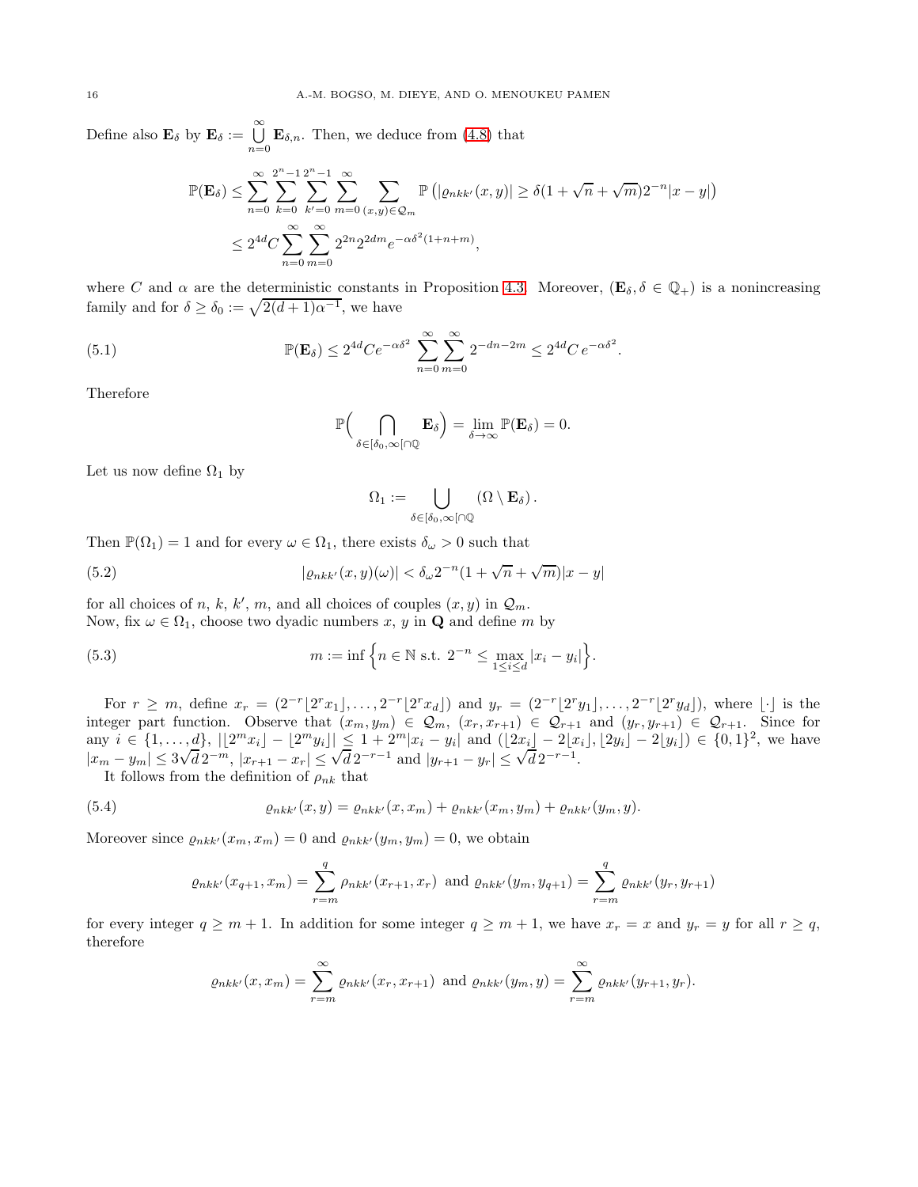Define also $\mathbf{E}_\delta$ by $\mathbf{E}_\delta := \bigcup_{n=0}^{\infty} \mathbf{E}_{\delta,n}$. Then, we deduce from (4.8) that

$$
\begin{aligned}
\mathbb{P}(\mathbf{E}_\delta) &\leq \sum_{n=0}^{\infty} \sum_{k=0}^{2^n-1} \sum_{k'=0}^{2^n-1} \sum_{m=0}^{\infty} \sum_{(x,y)\in \mathcal{Q}_m} \mathbb{P}\left(|\varrho_{nkk'}(x,y)| \geq \delta(1+\sqrt{n}+\sqrt{m})2^{-n}|x-y|\right) \\
&\leq 2^{4d} C \sum_{n=0}^{\infty} \sum_{m=0}^{\infty} 2^{2n} 2^{2dm} e^{-\alpha\delta^2(1+n+m)},
\end{aligned}
$$

where $C$ and $\alpha$ are the deterministic constants in Proposition 4.3. Moreover, $(\mathbf{E}_\delta, \delta \in \mathbb{Q}_+)$ is a nonincreasing family and for $\delta \geq \delta_0 := \sqrt{2(d+1)\alpha^{-1}}$, we have

$$
\mathbb{P}(\mathbf{E}_\delta) \leq 2^{4d} C e^{-\alpha\delta^2} \sum_{n=0}^{\infty} \sum_{m=0}^{\infty} 2^{-dn-2m} \leq 2^{4d} C\, e^{-\alpha\delta^2}. \tag{5.1}
$$

Therefore

$$
\mathbb{P}\Big( \bigcap_{\delta \in [\delta_0, \infty[\cap \mathbb{Q}} \mathbf{E}_\delta \Big) = \lim_{\delta\to\infty} \mathbb{P}(\mathbf{E}_\delta) = 0.
$$

Let us now define $\Omega_1$ by

$$
\Omega_1 := \bigcup_{\delta \in [\delta_0, \infty[\cap \mathbb{Q}} (\Omega \setminus \mathbf{E}_\delta).
$$

Then $\mathbb{P}(\Omega_1) = 1$ and for every $\omega \in \Omega_1$, there exists $\delta_\omega > 0$ such that

$$
|\varrho_{nkk'}(x,y)(\omega)| < \delta_\omega 2^{-n}(1+\sqrt{n}+\sqrt{m})|x-y| \tag{5.2}
$$

for all choices of $n$, $k$, $k'$, $m$, and all choices of couples $(x,y)$ in $\mathcal{Q}_m$.
Now, fix $\omega \in \Omega_1$, choose two dyadic numbers $x$, $y$ in $\mathbf{Q}$ and define $m$ by

$$
m := \inf \Big\{ n \in \mathbb{N} \text{ s.t. } 2^{-n} \leq \max_{1\leq i\leq d} |x_i - y_i| \Big\}. \tag{5.3}
$$

For $r \geq m$, define $x_r = (2^{-r}\lfloor 2^r x_1 \rfloor, \ldots, 2^{-r}\lfloor 2^r x_d \rfloor)$ and $y_r = (2^{-r}\lfloor 2^r y_1 \rfloor, \ldots, 2^{-r}\lfloor 2^r y_d \rfloor)$, where $\lfloor \cdot \rfloor$ is the integer part function. Observe that $(x_m, y_m) \in \mathcal{Q}_m$, $(x_r, x_{r+1}) \in \mathcal{Q}_{r+1}$ and $(y_r, y_{r+1}) \in \mathcal{Q}_{r+1}$. Since for any $i \in \{1, \ldots, d\}$, $|\lfloor 2^m x_i \rfloor - \lfloor 2^m y_i \rfloor| \leq 1 + 2^m |x_i - y_i|$ and $(\lfloor 2x_i \rfloor - 2\lfloor x_i \rfloor, \lfloor 2y_i \rfloor - 2\lfloor y_i \rfloor) \in \{0,1\}^2$, we have $|x_m - y_m| \leq 3\sqrt{d}\, 2^{-m}$, $|x_{r+1} - x_r| \leq \sqrt{d}\, 2^{-r-1}$ and $|y_{r+1} - y_r| \leq \sqrt{d}\, 2^{-r-1}$.

It follows from the definition of $\rho_{nk}$ that

$$
\varrho_{nkk'}(x,y) = \varrho_{nkk'}(x, x_m) + \varrho_{nkk'}(x_m, y_m) + \varrho_{nkk'}(y_m, y). \tag{5.4}
$$

Moreover since $\varrho_{nkk'}(x_m, x_m) = 0$ and $\varrho_{nkk'}(y_m, y_m) = 0$, we obtain

$$
\varrho_{nkk'}(x_{q+1}, x_m) = \sum_{r=m}^{q} \rho_{nkk'}(x_{r+1}, x_r) \ \text{ and } \ \varrho_{nkk'}(y_m, y_{q+1}) = \sum_{r=m}^{q} \varrho_{nkk'}(y_r, y_{r+1})
$$

for every integer $q \geq m+1$. In addition for some integer $q \geq m+1$, we have $x_r = x$ and $y_r = y$ for all $r \geq q$, therefore

$$
\varrho_{nkk'}(x, x_m) = \sum_{r=m}^{\infty} \varrho_{nkk'}(x_r, x_{r+1}) \ \text{ and } \ \varrho_{nkk'}(y_m, y) = \sum_{r=m}^{\infty} \varrho_{nkk'}(y_{r+1}, y_r).
$$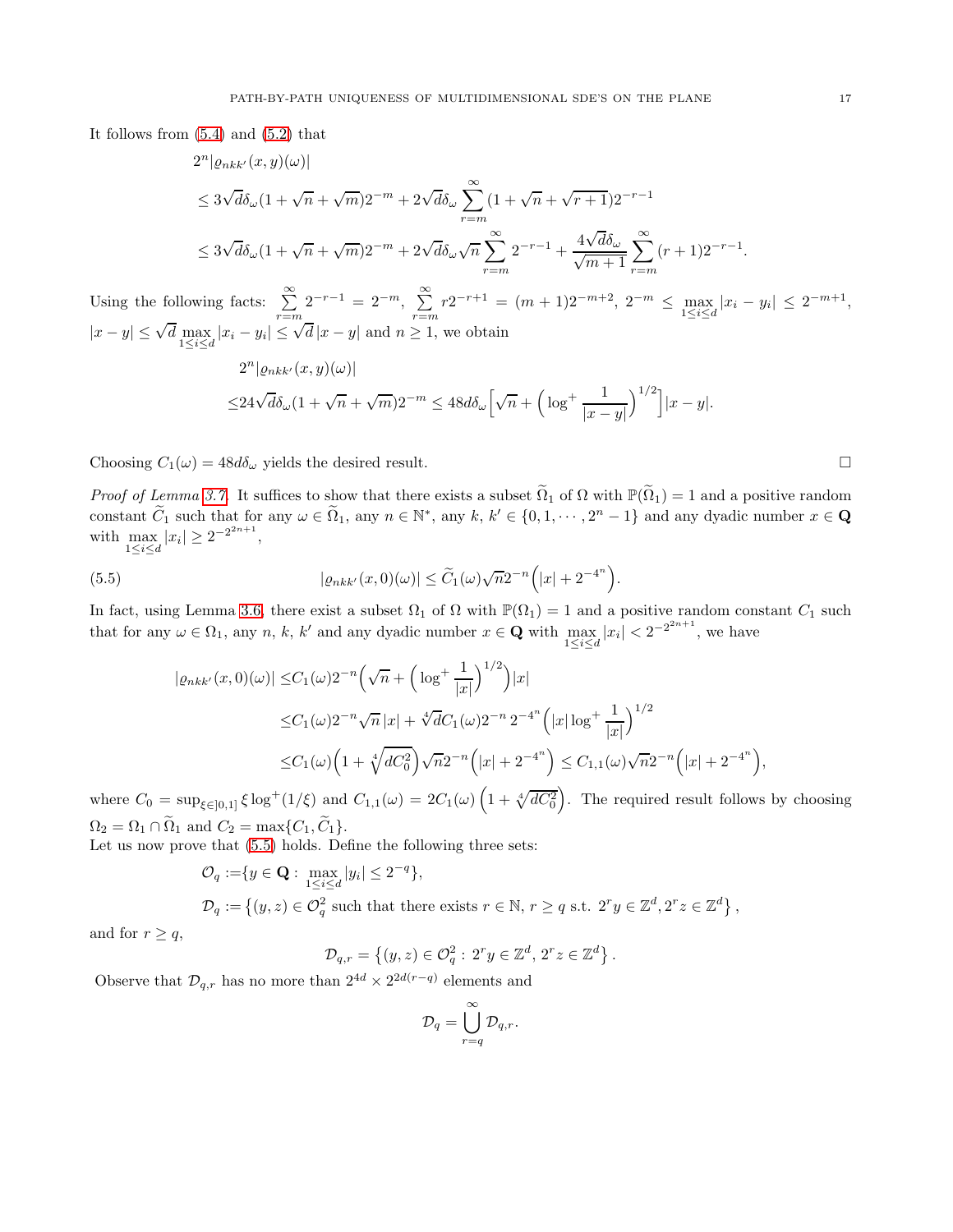It follows from (5.4) and (5.2) that

$$
\begin{aligned}
&2^n|\varrho_{nkk'}(x,y)(\omega)| \\
&\leq 3\sqrt{d}\delta_\omega(1+\sqrt{n}+\sqrt{m})2^{-m} + 2\sqrt{d}\delta_\omega \sum_{r=m}^{\infty}(1+\sqrt{n}+\sqrt{r+1})2^{-r-1} \\
&\leq 3\sqrt{d}\delta_\omega(1+\sqrt{n}+\sqrt{m})2^{-m} + 2\sqrt{d}\delta_\omega\sqrt{n}\sum_{r=m}^{\infty}2^{-r-1} + \frac{4\sqrt{d}\delta_\omega}{\sqrt{m+1}}\sum_{r=m}^{\infty}(r+1)2^{-r-1}.
\end{aligned}
$$

Using the following facts: $\sum_{r=m}^{\infty}2^{-r-1} = 2^{-m}$, $\sum_{r=m}^{\infty} r2^{-r+1} = (m+1)2^{-m+2}$, $2^{-m} \leq \max_{1\leq i\leq d}|x_i - y_i| \leq 2^{-m+1}$, $|x-y| \leq \sqrt{d}\max_{1\leq i\leq d}|x_i-y_i| \leq \sqrt{d}\,|x-y|$ and $n\geq 1$, we obtain

$$
\begin{aligned}
&2^n|\varrho_{nkk'}(x,y)(\omega)| \\
\leq& 24\sqrt{d}\delta_\omega(1+\sqrt{n}+\sqrt{m})2^{-m} \leq 48d\delta_\omega\Big[\sqrt{n} + \Big(\log^+\frac{1}{|x-y|}\Big)^{1/2}\Big]|x-y|.
\end{aligned}
$$

Choosing $C_1(\omega) = 48d\delta_\omega$ yields the desired result. $\square$

*Proof of Lemma 3.7.* It suffices to show that there exists a subset $\widetilde{\Omega}_1$ of $\Omega$ with $\mathbb{P}(\widetilde{\Omega}_1) = 1$ and a positive random constant $\widetilde{C}_1$ such that for any $\omega \in \widetilde{\Omega}_1$, any $n \in \mathbb{N}^*$, any $k$, $k' \in \{0, 1, \cdots, 2^n - 1\}$ and any dyadic number $x \in \mathbf{Q}$ with $\max_{1\leq i\leq d}|x_i| \geq 2^{-2^{2n+1}}$,

$$
|\varrho_{nkk'}(x,0)(\omega)| \leq \widetilde{C}_1(\omega)\sqrt{n}2^{-n}\Big(|x| + 2^{-4^n}\Big). \tag{5.5}
$$

In fact, using Lemma 3.6, there exist a subset $\Omega_1$ of $\Omega$ with $\mathbb{P}(\Omega_1) = 1$ and a positive random constant $C_1$ such that for any $\omega \in \Omega_1$, any $n$, $k$, $k'$ and any dyadic number $x \in \mathbf{Q}$ with $\max_{1\leq i\leq d}|x_i| < 2^{-2^{2n+1}}$, we have

$$
\begin{aligned}
|\varrho_{nkk'}(x,0)(\omega)| \leq& C_1(\omega)2^{-n}\Big(\sqrt{n} + \Big(\log^+\frac{1}{|x|}\Big)^{1/2}\Big)|x| \\
\leq& C_1(\omega)2^{-n}\sqrt{n}\,|x| + \sqrt[4]{d}C_1(\omega)2^{-n}\,2^{-4^n}\Big(|x|\log^+\frac{1}{|x|}\Big)^{1/2} \\
\leq& C_1(\omega)\Big(1+\sqrt[4]{dC_0^2}\Big)\sqrt{n}2^{-n}\Big(|x| + 2^{-4^n}\Big) \leq C_{1,1}(\omega)\sqrt{n}2^{-n}\Big(|x| + 2^{-4^n}\Big),
\end{aligned}
$$

where $C_0 = \sup_{\xi\in]0,1]}\xi\log^+(1/\xi)$ and $C_{1,1}(\omega) = 2C_1(\omega)\left(1+\sqrt[4]{dC_0^2}\right)$. The required result follows by choosing $\Omega_2 = \Omega_1 \cap \widetilde{\Omega}_1$ and $C_2 = \max\{C_1, \widetilde{C}_1\}$.

Let us now prove that (5.5) holds. Define the following three sets:

$$
\begin{aligned}
\mathcal{O}_q :=& \{y \in \mathbf{Q} : \max_{1\leq i\leq d}|y_i| \leq 2^{-q}\}, \\
\mathcal{D}_q :=& \left\{(y,z) \in \mathcal{O}_q^2 \text{ such that there exists } r\in\mathbb{N},\, r\geq q \text{ s.t. } 2^r y \in \mathbb{Z}^d, 2^r z \in \mathbb{Z}^d\right\},
\end{aligned}
$$

and for $r \geq q$,

$$
\mathcal{D}_{q,r} = \left\{(y,z) \in \mathcal{O}_q^2 : 2^r y \in \mathbb{Z}^d,\, 2^r z \in \mathbb{Z}^d\right\}.
$$

Observe that $\mathcal{D}_{q,r}$ has no more than $2^{4d} \times 2^{2d(r-q)}$ elements and

$$
\mathcal{D}_q = \bigcup_{r=q}^{\infty}\mathcal{D}_{q,r}.
$$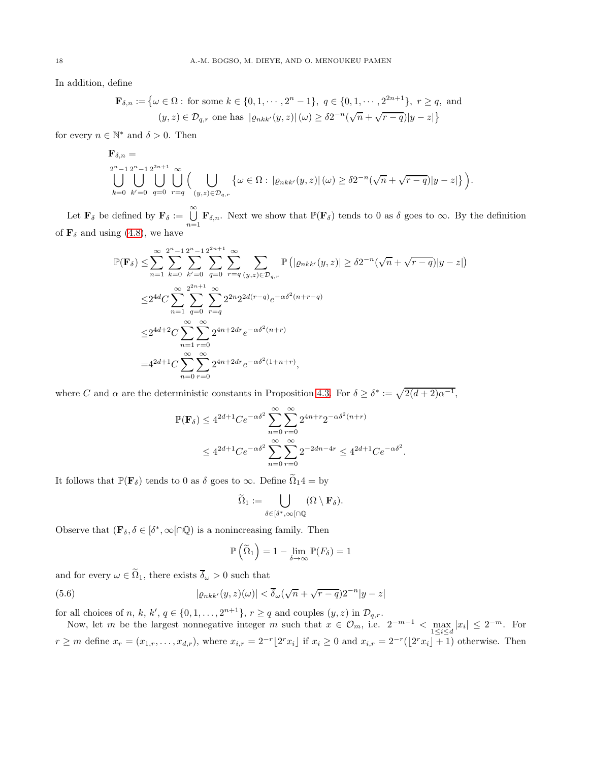In addition, define

$$\mathbf{F}_{\delta,n} := \big\{\omega \in \Omega : \text{ for some } k \in \{0,1,\cdots,2^n-1\},\ q \in \{0,1,\cdots,2^{2n+1}\},\ r \geq q, \text{ and } (y,z) \in \mathcal{D}_{q,r} \text{ one has } |\varrho_{nkk'}(y,z)|(\omega) \geq \delta 2^{-n}(\sqrt{n}+\sqrt{r-q})|y-z|\big\}$$

for every $n \in \mathbb{N}^*$ and $\delta > 0$. Then

$$\mathbf{F}_{\delta,n} = \bigcup_{k=0}^{2^n-1}\bigcup_{k'=0}^{2^n-1}\bigcup_{q=0}^{2^{2n+1}}\bigcup_{r=q}^{\infty}\Big(\bigcup_{(y,z)\in\mathcal{D}_{q,r}}\big\{\omega \in \Omega : |\varrho_{nkk'}(y,z)|(\omega) \geq \delta 2^{-n}(\sqrt{n}+\sqrt{r-q})|y-z|\big\}\Big).$$

Let $\mathbf{F}_\delta$ be defined by $\mathbf{F}_\delta := \bigcup_{n=1}^{\infty}\mathbf{F}_{\delta,n}$. Next we show that $\mathbb{P}(\mathbf{F}_\delta)$ tends to 0 as $\delta$ goes to $\infty$. By the definition of $\mathbf{F}_\delta$ and using (4.8), we have

$$\begin{aligned}
\mathbb{P}(\mathbf{F}_\delta) \leq& \sum_{n=1}^{\infty}\sum_{k=0}^{2^n-1}\sum_{k'=0}^{2^n-1}\sum_{q=0}^{2^{2n+1}}\sum_{r=q}^{\infty}\sum_{(y,z)\in\mathcal{D}_{q,r}}\mathbb{P}\left(|\varrho_{nkk'}(y,z)| \geq \delta 2^{-n}(\sqrt{n}+\sqrt{r-q})|y-z|\right)\\
\leq& 2^{4d}C\sum_{n=1}^{\infty}\sum_{q=0}^{2^{2n+1}}\sum_{r=q}^{\infty}2^{2n}2^{2d(r-q)}e^{-\alpha\delta^2(n+r-q)}\\
\leq& 2^{4d+2}C\sum_{n=1}^{\infty}\sum_{r=0}^{\infty}2^{4n+2dr}e^{-\alpha\delta^2(n+r)}\\
=& 4^{2d+1}C\sum_{n=0}^{\infty}\sum_{r=0}^{\infty}2^{4n+2dr}e^{-\alpha\delta^2(1+n+r)},
\end{aligned}$$

where $C$ and $\alpha$ are the deterministic constants in Proposition 4.3. For $\delta \geq \delta^* := \sqrt{2(d+2)\alpha^{-1}}$,

$$\begin{aligned}
\mathbb{P}(\mathbf{F}_\delta) \leq& 4^{2d+1}Ce^{-\alpha\delta^2}\sum_{n=0}^{\infty}\sum_{r=0}^{\infty}2^{4n+r}2^{-\alpha\delta^2(n+r)}\\
\leq& 4^{2d+1}Ce^{-\alpha\delta^2}\sum_{n=0}^{\infty}\sum_{r=0}^{\infty}2^{-2dn-4r} \leq 4^{2d+1}Ce^{-\alpha\delta^2}.
\end{aligned}$$

It follows that $\mathbb{P}(\mathbf{F}_\delta)$ tends to 0 as $\delta$ goes to $\infty$. Define $\widetilde{\Omega}_14 =$ by

$$\widetilde{\Omega}_1 := \bigcup_{\delta\in[\delta^*,\infty[\cap\mathbb{Q}}(\Omega\setminus\mathbf{F}_\delta).$$

Observe that $(\mathbf{F}_\delta, \delta \in [\delta^*,\infty[\cap\mathbb{Q})$ is a nonincreasing family. Then

$$\mathbb{P}\left(\widetilde{\Omega}_1\right) = 1 - \lim_{\delta\to\infty}\mathbb{P}(F_\delta) = 1$$

and for every $\omega \in \widetilde{\Omega}_1$, there exists $\overline{\delta}_\omega > 0$ such that

$$|\varrho_{nkk'}(y,z)(\omega)| < \overline{\delta}_\omega(\sqrt{n}+\sqrt{r-q})2^{-n}|y-z| \tag{5.6}$$

for all choices of $n$, $k$, $k'$, $q \in \{0,1,\ldots,2^{n+1}\}$, $r \geq q$ and couples $(y,z)$ in $\mathcal{D}_{q,r}$.

Now, let $m$ be the largest nonnegative integer $m$ such that $x \in \mathcal{O}_m$, i.e. $2^{-m-1} < \max_{1\leq i\leq d}|x_i| \leq 2^{-m}$. For $r \geq m$ define $x_r = (x_{1,r},\ldots,x_{d,r})$, where $x_{i,r} = 2^{-r}\lfloor 2^r x_i\rfloor$ if $x_i \geq 0$ and $x_{i,r} = 2^{-r}(\lfloor 2^r x_i\rfloor + 1)$ otherwise. Then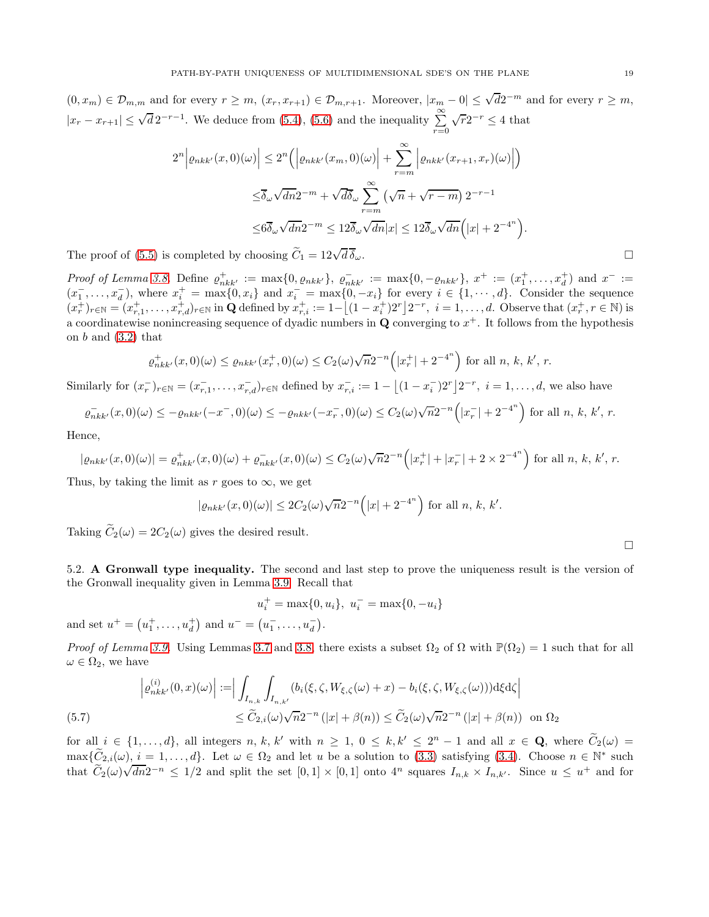$(0, x_m) \in \mathcal{D}_{m,m}$ and for every $r \geq m$, $(x_r, x_{r+1}) \in \mathcal{D}_{m,r+1}$. Moreover, $|x_m - 0| \leq \sqrt{d}2^{-m}$ and for every $r \geq m$, $|x_r - x_{r+1}| \leq \sqrt{d}\, 2^{-r-1}$. We deduce from (5.4), (5.6) and the inequality $\sum_{r=0}^{\infty} \sqrt{r}2^{-r} \leq 4$ that

$$
\begin{aligned}
2^n \Big| \varrho_{nkk'}(x,0)(\omega)\Big| &\leq 2^n \Big( \Big|\varrho_{nkk'}(x_m,0)(\omega)\Big| + \sum_{r=m}^{\infty} \Big|\varrho_{nkk'}(x_{r+1},x_r)(\omega)\Big|\Big) \\
&\leq \overline{\delta}_\omega \sqrt{dn}2^{-m} + \sqrt{d}\overline{\delta}_\omega \sum_{r=m}^{\infty} \left(\sqrt{n} + \sqrt{r-m}\right) 2^{-r-1} \\
&\leq 6\overline{\delta}_\omega \sqrt{dn}2^{-m} \leq 12\overline{\delta}_\omega \sqrt{dn}|x| \leq 12\overline{\delta}_\omega \sqrt{dn}\Big(|x| + 2^{-4^n}\Big).
\end{aligned}
$$

The proof of (5.5) is completed by choosing $\widetilde{C}_1 = 12\sqrt{d}\,\overline{\delta}_\omega$. $\square$

*Proof of Lemma 3.8.* Define $\varrho^+_{nkk'} := \max\{0, \varrho_{nkk'}\}$, $\varrho^-_{nkk'} := \max\{0, -\varrho_{nkk'}\}$, $x^+ := (x^+_1, \ldots, x^+_d)$ and $x^- := (x^-_1, \ldots, x^-_d)$, where $x^+_i = \max\{0, x_i\}$ and $x^-_i = \max\{0, -x_i\}$ for every $i \in \{1, \cdots, d\}$. Consider the sequence $(x^+_r)_{r\in\mathbb{N}} = (x^+_{r,1}, \ldots, x^+_{r,d})_{r\in\mathbb{N}}$ in $\mathbf{Q}$ defined by $x^+_{r,i} := 1 - \big\lfloor (1-x^+_i)2^r \big\rfloor 2^{-r}$, $i = 1, \ldots, d$. Observe that $(x^+_r, r \in \mathbb{N})$ is a coordinatewise nonincreasing sequence of dyadic numbers in $\mathbf{Q}$ converging to $x^+$. It follows from the hypothesis on $b$ and (3.2) that

$$
\varrho^+_{nkk'}(x,0)(\omega) \leq \varrho_{nkk'}(x^+_r,0)(\omega) \leq C_2(\omega)\sqrt{n}2^{-n}\Big(|x^+_r| + 2^{-4^n}\Big) \text{ for all } n,\, k,\, k',\, r.
$$

Similarly for $(x^-_r)_{r\in\mathbb{N}} = (x^-_{r,1}, \ldots, x^-_{r,d})_{r\in\mathbb{N}}$ defined by $x^-_{r,i} := 1 - \big\lfloor (1-x^-_i)2^r \big\rfloor 2^{-r}$, $i = 1, \ldots, d$, we also have

$$
\varrho^-_{nkk'}(x,0)(\omega) \leq -\varrho_{nkk'}(-x^-,0)(\omega) \leq -\varrho_{nkk'}(-x^-_r,0)(\omega) \leq C_2(\omega)\sqrt{n}2^{-n}\Big(|x^-_r| + 2^{-4^n}\Big) \text{ for all } n,\, k,\, k',\, r.
$$

Hence,

$$
|\varrho_{nkk'}(x,0)(\omega)| = \varrho^+_{nkk'}(x,0)(\omega) + \varrho^-_{nkk'}(x,0)(\omega) \leq C_2(\omega)\sqrt{n}2^{-n}\Big(|x^+_r| + |x^-_r| + 2\times 2^{-4^n}\Big) \text{ for all } n,\, k,\, k',\, r.
$$

Thus, by taking the limit as $r$ goes to $\infty$, we get

$$
|\varrho_{nkk'}(x,0)(\omega)| \leq 2C_2(\omega)\sqrt{n}2^{-n}\Big(|x| + 2^{-4^n}\Big) \text{ for all } n,\, k,\, k'.
$$

Taking $\widetilde{C}_2(\omega) = 2C_2(\omega)$ gives the desired result.

$\square$

5.2. **A Gronwall type inequality.** The second and last step to prove the uniqueness result is the version of the Gronwall inequality given in Lemma 3.9. Recall that

$$
u^+_i = \max\{0, u_i\},\ u^-_i = \max\{0, -u_i\}
$$

and set $u^+ = \left(u^+_1, \ldots, u^+_d\right)$ and $u^- = \left(u^-_1, \ldots, u^-_d\right)$.

*Proof of Lemma 3.9.* Using Lemmas 3.7 and 3.8, there exists a subset $\Omega_2$ of $\Omega$ with $\mathbb{P}(\Omega_2) = 1$ such that for all $\omega \in \Omega_2$, we have

$$
\begin{aligned}
\Big|\varrho^{(i)}_{nkk'}(0,x)(\omega)\Big| &:= \Big| \int_{I_{n,k}} \int_{I_{n,k'}} (b_i(\xi,\zeta,W_{\xi,\zeta}(\omega)+x) - b_i(\xi,\zeta,W_{\xi,\zeta}(\omega)))\mathrm{d}\xi\mathrm{d}\zeta\Big| \\
&\leq \widetilde{C}_{2,i}(\omega)\sqrt{n}2^{-n}\left(|x| + \beta(n)\right) \leq \widetilde{C}_2(\omega)\sqrt{n}2^{-n}\left(|x| + \beta(n)\right) \ \text{ on } \Omega_2
\end{aligned}
\tag{5.7}
$$

for all $i \in \{1, \ldots, d\}$, all integers $n$, $k$, $k'$ with $n \geq 1$, $0 \leq k, k' \leq 2^n - 1$ and all $x \in \mathbf{Q}$, where $\widetilde{C}_2(\omega) = \max\{\widetilde{C}_{2,i}(\omega),\, i = 1, \ldots, d\}$. Let $\omega \in \Omega_2$ and let $u$ be a solution to (3.3) satisfying (3.4). Choose $n \in \mathbb{N}^*$ such that $\widetilde{C}_2(\omega)\sqrt{dn}2^{-n} \leq 1/2$ and split the set $[0,1]\times[0,1]$ onto $4^n$ squares $I_{n,k} \times I_{n,k'}$. Since $u \leq u^+$ and for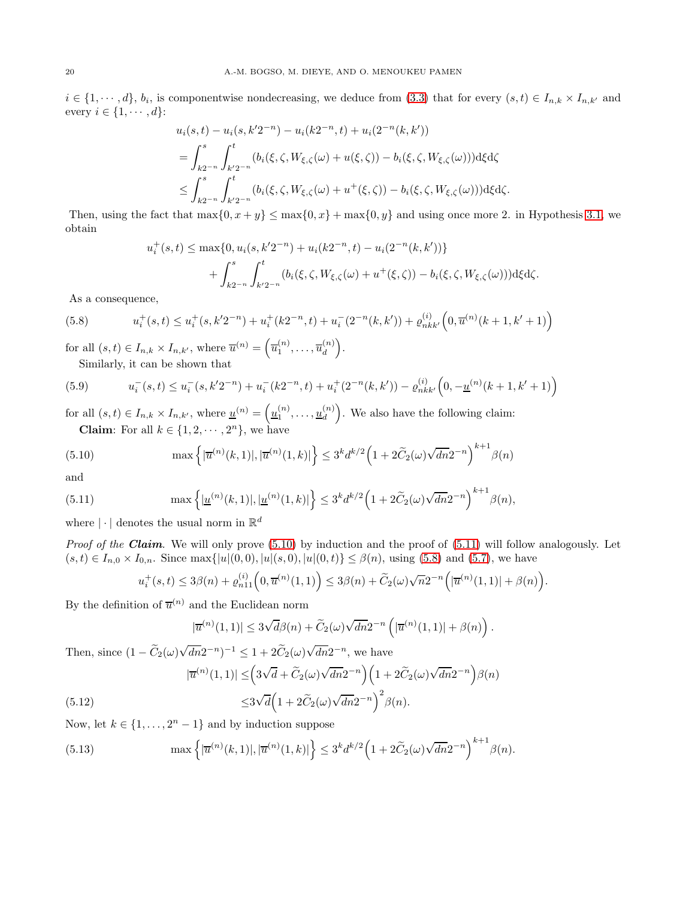$i \in \{1, \cdots, d\}$, $b_i$, is componentwise nondecreasing, we deduce from (3.3) that for every $(s,t) \in I_{n,k} \times I_{n,k'}$ and every $i \in \{1, \cdots, d\}$:

$$
\begin{aligned}
&u_i(s,t) - u_i(s, k'2^{-n}) - u_i(k2^{-n}, t) + u_i(2^{-n}(k,k')) \\
&= \int_{k2^{-n}}^{s} \int_{k'2^{-n}}^{t} (b_i(\xi, \zeta, W_{\xi,\zeta}(\omega) + u(\xi,\zeta)) - b_i(\xi,\zeta, W_{\xi,\zeta}(\omega))) \mathrm{d}\xi \mathrm{d}\zeta \\
&\leq \int_{k2^{-n}}^{s} \int_{k'2^{-n}}^{t} (b_i(\xi, \zeta, W_{\xi,\zeta}(\omega) + u^+(\xi,\zeta)) - b_i(\xi,\zeta, W_{\xi,\zeta}(\omega))) \mathrm{d}\xi \mathrm{d}\zeta.
\end{aligned}
$$

Then, using the fact that $\max\{0, x+y\} \leq \max\{0,x\} + \max\{0,y\}$ and using once more 2. in Hypothesis 3.1, we obtain

$$
\begin{aligned}
u_i^+(s,t) \leq \; & \max\{0, u_i(s, k'2^{-n}) + u_i(k2^{-n}, t) - u_i(2^{-n}(k,k'))\} \\
& + \int_{k2^{-n}}^{s} \int_{k'2^{-n}}^{t} (b_i(\xi, \zeta, W_{\xi,\zeta}(\omega) + u^+(\xi,\zeta)) - b_i(\xi,\zeta, W_{\xi,\zeta}(\omega))) \mathrm{d}\xi \mathrm{d}\zeta.
\end{aligned}
$$

As a consequence,

$$
u_i^+(s,t) \leq u_i^+(s, k'2^{-n}) + u_i^+(k2^{-n}, t) + u_i^-(2^{-n}(k,k')) + \varrho^{(i)}_{nkk'}\Big(0, \overline{u}^{(n)}(k+1, k'+1)\Big) \tag{5.8}
$$

for all $(s,t) \in I_{n,k} \times I_{n,k'}$, where $\overline{u}^{(n)} = \Big(\overline{u}_1^{(n)}, \ldots, \overline{u}_d^{(n)}\Big)$.

Similarly, it can be shown that

$$
u_i^-(s,t) \leq u_i^-(s, k'2^{-n}) + u_i^-(k2^{-n}, t) + u_i^+(2^{-n}(k,k')) - \varrho^{(i)}_{nkk'}\Big(0, -\underline{u}^{(n)}(k+1, k'+1)\Big) \tag{5.9}
$$

for all $(s,t) \in I_{n,k} \times I_{n,k'}$, where $\underline{u}^{(n)} = \Big(\underline{u}_1^{(n)}, \ldots, \underline{u}_d^{(n)}\Big)$. We also have the following claim:

**Claim**: For all $k \in \{1, 2, \cdots, 2^n\}$, we have

$$
\max\Big\{|\overline{u}^{(n)}(k,1)|, |\overline{u}^{(n)}(1,k)|\Big\} \leq 3^k d^{k/2}\Big(1 + 2\widetilde{C}_2(\omega)\sqrt{dn}2^{-n}\Big)^{k+1}\beta(n) \tag{5.10}
$$

and

$$
\max\Big\{|\underline{u}^{(n)}(k,1)|, |\underline{u}^{(n)}(1,k)|\Big\} \leq 3^k d^{k/2}\Big(1 + 2\widetilde{C}_2(\omega)\sqrt{dn}2^{-n}\Big)^{k+1}\beta(n), \tag{5.11}
$$

where $|\cdot|$ denotes the usual norm in $\mathbb{R}^d$

*Proof of the **Claim***. We will only prove (5.10) by induction and the proof of (5.11) will follow analogously. Let $(s,t) \in I_{n,0} \times I_{0,n}$. Since $\max\{|u|(0,0), |u|(s,0), |u|(0,t)\} \leq \beta(n)$, using (5.8) and (5.7), we have

$$
u_i^+(s,t) \leq 3\beta(n) + \varrho^{(i)}_{n11}\Big(0, \overline{u}^{(n)}(1,1)\Big) \leq 3\beta(n) + \widetilde{C}_2(\omega)\sqrt{n}2^{-n}\Big(|\overline{u}^{(n)}(1,1)| + \beta(n)\Big).
$$

By the definition of $\overline{u}^{(n)}$ and the Euclidean norm

$$
|\overline{u}^{(n)}(1,1)| \leq 3\sqrt{d}\beta(n) + \widetilde{C}_2(\omega)\sqrt{dn}2^{-n}\left(|\overline{u}^{(n)}(1,1)| + \beta(n)\right).
$$

Then, since $(1 - \widetilde{C}_2(\omega)\sqrt{dn}2^{-n})^{-1} \leq 1 + 2\widetilde{C}_2(\omega)\sqrt{dn}2^{-n}$, we have

$$
\begin{aligned}
|\overline{u}^{(n)}(1,1)| &\leq \Big(3\sqrt{d} + \widetilde{C}_2(\omega)\sqrt{dn}2^{-n}\Big)\Big(1 + 2\widetilde{C}_2(\omega)\sqrt{dn}2^{-n}\Big)\beta(n) \\
&\leq 3\sqrt{d}\Big(1 + 2\widetilde{C}_2(\omega)\sqrt{dn}2^{-n}\Big)^2\beta(n).
\end{aligned} \tag{5.12}
$$

Now, let $k \in \{1, \ldots, 2^n - 1\}$ and by induction suppose

$$
\max\Big\{|\overline{u}^{(n)}(k,1)|, |\overline{u}^{(n)}(1,k)|\Big\} \leq 3^k d^{k/2}\Big(1 + 2\widetilde{C}_2(\omega)\sqrt{dn}2^{-n}\Big)^{k+1}\beta(n). \tag{5.13}
$$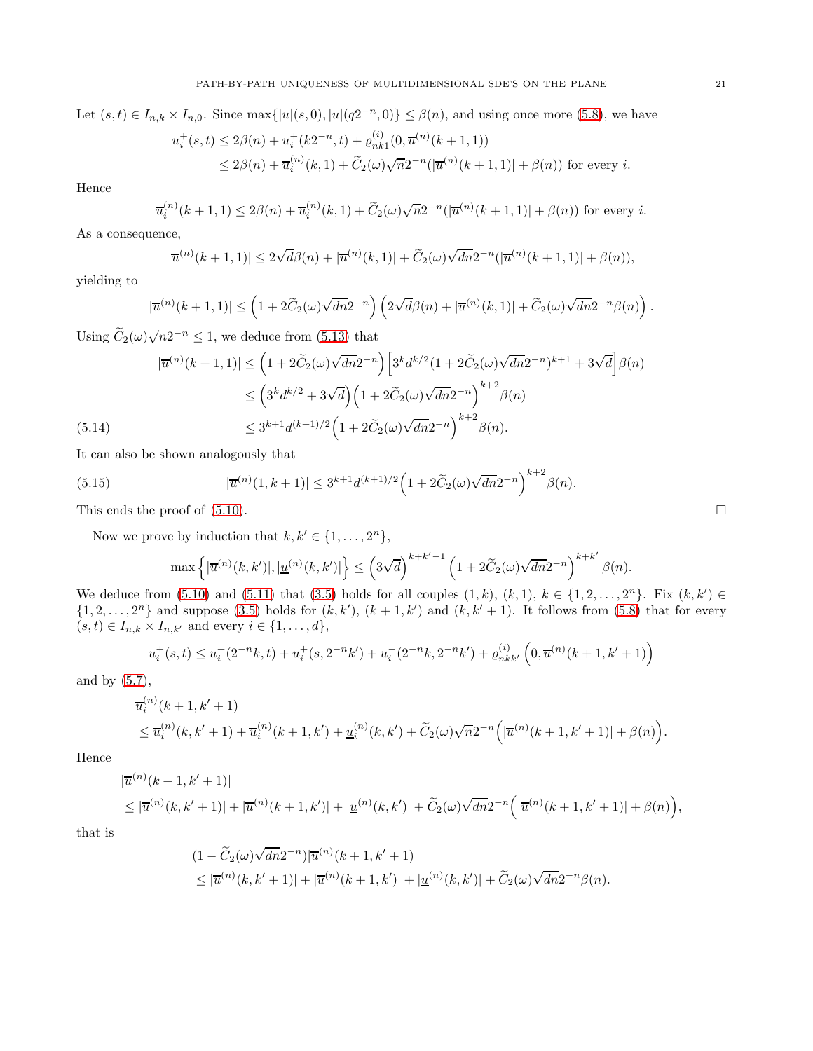Let $(s,t) \in I_{n,k} \times I_{n,0}$. Since $\max\{|u|(s,0), |u|(q2^{-n},0)\} \leq \beta(n)$, and using once more (5.8), we have

$$
\begin{aligned}
u_i^+(s,t) &\leq 2\beta(n) + u_i^+(k2^{-n},t) + \varrho_{nk1}^{(i)}(0, \overline{u}^{(n)}(k+1,1)) \\
&\leq 2\beta(n) + \overline{u}_i^{(n)}(k,1) + \widetilde{C}_2(\omega)\sqrt{n}2^{-n}(|\overline{u}^{(n)}(k+1,1)| + \beta(n)) \text{ for every } i.
\end{aligned}
$$

Hence

$$
\overline{u}_i^{(n)}(k+1,1) \leq 2\beta(n) + \overline{u}_i^{(n)}(k,1) + \widetilde{C}_2(\omega)\sqrt{n}2^{-n}(|\overline{u}^{(n)}(k+1,1)| + \beta(n)) \text{ for every } i.
$$

As a consequence,

$$
|\overline{u}^{(n)}(k+1,1)| \leq 2\sqrt{d}\beta(n) + |\overline{u}^{(n)}(k,1)| + \widetilde{C}_2(\omega)\sqrt{dn}2^{-n}(|\overline{u}^{(n)}(k+1,1)| + \beta(n)),
$$

yielding to

$$
|\overline{u}^{(n)}(k+1,1)| \leq \left(1 + 2\widetilde{C}_2(\omega)\sqrt{dn}2^{-n}\right)\left(2\sqrt{d}\beta(n) + |\overline{u}^{(n)}(k,1)| + \widetilde{C}_2(\omega)\sqrt{dn}2^{-n}\beta(n)\right).
$$

Using $\widetilde{C}_2(\omega)\sqrt{n}2^{-n} \leq 1$, we deduce from (5.13) that

$$
\begin{aligned}
|\overline{u}^{(n)}(k+1,1)| &\leq \left(1 + 2\widetilde{C}_2(\omega)\sqrt{dn}2^{-n}\right)\left[3^k d^{k/2}(1 + 2\widetilde{C}_2(\omega)\sqrt{dn}2^{-n})^{k+1} + 3\sqrt{d}\right]\beta(n) \\
&\leq \left(3^k d^{k/2} + 3\sqrt{d}\right)\left(1 + 2\widetilde{C}_2(\omega)\sqrt{dn}2^{-n}\right)^{k+2}\beta(n) \\
&\leq 3^{k+1} d^{(k+1)/2}\left(1 + 2\widetilde{C}_2(\omega)\sqrt{dn}2^{-n}\right)^{k+2}\beta(n). \qquad (5.14)
\end{aligned}
$$

It can also be shown analogously that

$$
|\overline{u}^{(n)}(1,k+1)| \leq 3^{k+1} d^{(k+1)/2}\left(1 + 2\widetilde{C}_2(\omega)\sqrt{dn}2^{-n}\right)^{k+2}\beta(n). \qquad (5.15)
$$

This ends the proof of (5.10). □

Now we prove by induction that $k, k' \in \{1, \ldots, 2^n\}$,

$$
\max\left\{|\overline{u}^{(n)}(k,k')|, |\underline{u}^{(n)}(k,k')|\right\} \leq \left(3\sqrt{d}\right)^{k+k'-1}\left(1 + 2\widetilde{C}_2(\omega)\sqrt{dn}2^{-n}\right)^{k+k'}\beta(n).
$$

We deduce from (5.10) and (5.11) that (3.5) holds for all couples $(1,k)$, $(k,1)$, $k \in \{1, 2, \ldots, 2^n\}$. Fix $(k,k') \in \{1, 2, \ldots, 2^n\}$ and suppose (3.5) holds for $(k,k')$, $(k+1,k')$ and $(k,k'+1)$. It follows from (5.8) that for every $(s,t) \in I_{n,k} \times I_{n,k'}$ and every $i \in \{1, \ldots, d\}$,

$$
u_i^+(s,t) \leq u_i^+(2^{-n}k,t) + u_i^+(s,2^{-n}k') + u_i^-(2^{-n}k,2^{-n}k') + \varrho_{nkk'}^{(i)}\left(0, \overline{u}^{(n)}(k+1,k'+1)\right)
$$

and by (5.7),

$$
\begin{aligned}
&\overline{u}_i^{(n)}(k+1,k'+1) \\
&\leq \overline{u}_i^{(n)}(k,k'+1) + \overline{u}_i^{(n)}(k+1,k') + \underline{u}_i^{(n)}(k,k') + \widetilde{C}_2(\omega)\sqrt{n}2^{-n}\Big(|\overline{u}^{(n)}(k+1,k'+1)| + \beta(n)\Big).
\end{aligned}
$$

Hence

$$
\begin{aligned}
&|\overline{u}^{(n)}(k+1,k'+1)| \\
&\leq |\overline{u}^{(n)}(k,k'+1)| + |\overline{u}^{(n)}(k+1,k')| + |\underline{u}^{(n)}(k,k')| + \widetilde{C}_2(\omega)\sqrt{dn}2^{-n}\Big(|\overline{u}^{(n)}(k+1,k'+1)| + \beta(n)\Big),
\end{aligned}
$$

that is

$$
\begin{aligned}
&(1 - \widetilde{C}_2(\omega)\sqrt{dn}2^{-n})|\overline{u}^{(n)}(k+1,k'+1)| \\
&\leq |\overline{u}^{(n)}(k,k'+1)| + |\overline{u}^{(n)}(k+1,k')| + |\underline{u}^{(n)}(k,k')| + \widetilde{C}_2(\omega)\sqrt{dn}2^{-n}\beta(n).
\end{aligned}
$$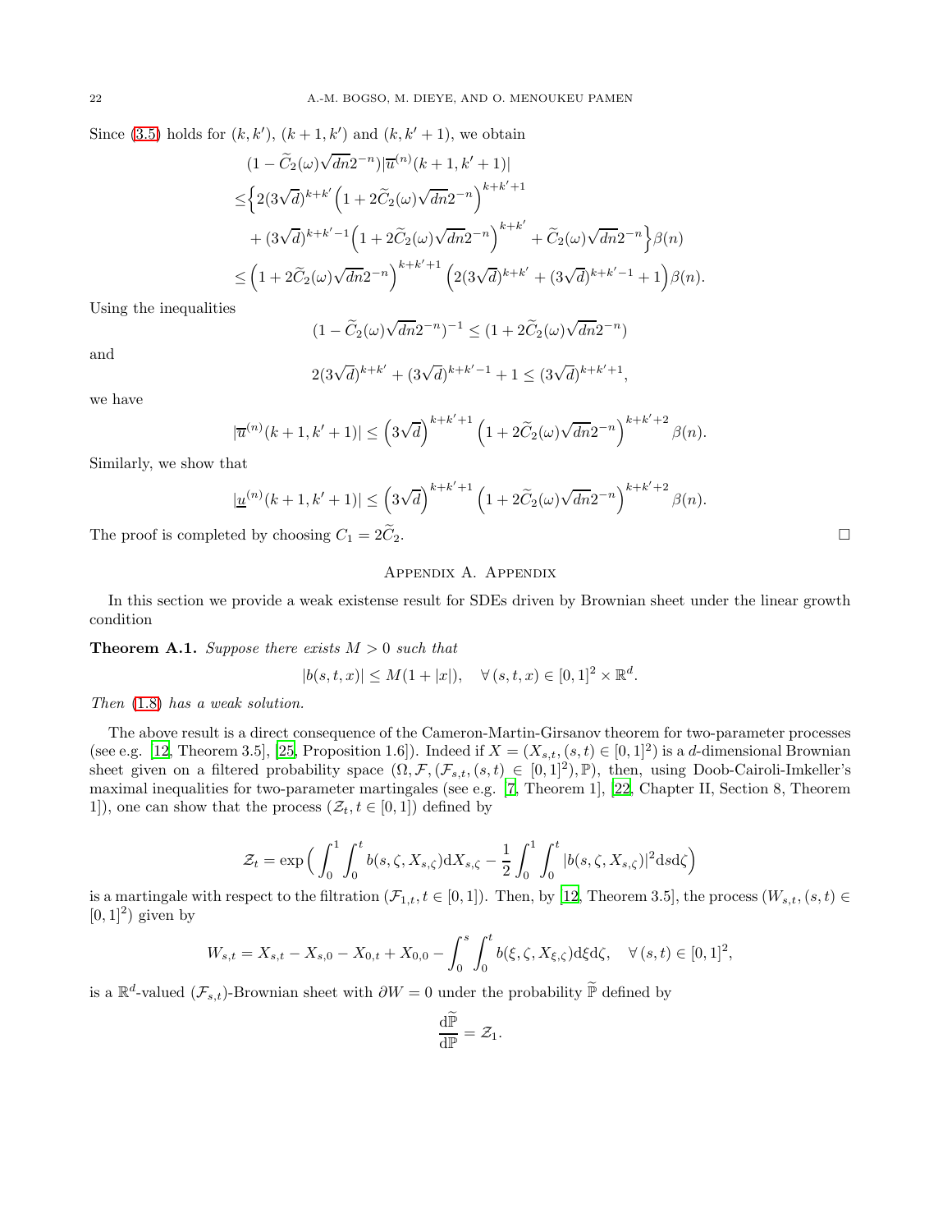Since (3.5) holds for $(k, k')$, $(k+1, k')$ and $(k, k'+1)$, we obtain

$$
\begin{aligned}
&(1 - \widetilde{C}_2(\omega)\sqrt{dn}2^{-n})|\overline{u}^{(n)}(k+1, k'+1)| \\
\leq &\Big\{ 2(3\sqrt{d})^{k+k'} \Big(1 + 2\widetilde{C}_2(\omega)\sqrt{dn}2^{-n}\Big)^{k+k'+1} \\
&+ (3\sqrt{d})^{k+k'-1} \Big(1 + 2\widetilde{C}_2(\omega)\sqrt{dn}2^{-n}\Big)^{k+k'} + \widetilde{C}_2(\omega)\sqrt{dn}2^{-n} \Big\} \beta(n) \\
\leq &\Big(1 + 2\widetilde{C}_2(\omega)\sqrt{dn}2^{-n}\Big)^{k+k'+1} \Big(2(3\sqrt{d})^{k+k'} + (3\sqrt{d})^{k+k'-1} + 1\Big)\beta(n).
\end{aligned}
$$

Using the inequalities

$$
(1 - \widetilde{C}_2(\omega)\sqrt{dn}2^{-n})^{-1} \leq (1 + 2\widetilde{C}_2(\omega)\sqrt{dn}2^{-n})
$$

and

$$
2(3\sqrt{d})^{k+k'} + (3\sqrt{d})^{k+k'-1} + 1 \leq (3\sqrt{d})^{k+k'+1},
$$

we have

$$
|\overline{u}^{(n)}(k+1, k'+1)| \leq \Big(3\sqrt{d}\Big)^{k+k'+1} \Big(1 + 2\widetilde{C}_2(\omega)\sqrt{dn}2^{-n}\Big)^{k+k'+2} \beta(n).
$$

Similarly, we show that

$$
|\underline{u}^{(n)}(k+1, k'+1)| \leq \Big(3\sqrt{d}\Big)^{k+k'+1} \Big(1 + 2\widetilde{C}_2(\omega)\sqrt{dn}2^{-n}\Big)^{k+k'+2} \beta(n).
$$

The proof is completed by choosing $C_1 = 2\widetilde{C}_2$. □

## Appendix A. Appendix

In this section we provide a weak existense result for SDEs driven by Brownian sheet under the linear growth condition

**Theorem A.1.** *Suppose there exists $M > 0$ such that*

$$
|b(s, t, x)| \leq M(1 + |x|), \quad \forall\, (s, t, x) \in [0, 1]^2 \times \mathbb{R}^d.
$$

*Then* (1.8) *has a weak solution.*

The above result is a direct consequence of the Cameron-Martin-Girsanov theorem for two-parameter processes (see e.g. [12, Theorem 3.5], [25, Proposition 1.6]). Indeed if $X = (X_{s,t}, (s, t) \in [0, 1]^2)$ is a $d$-dimensional Brownian sheet given on a filtered probability space $(\Omega, \mathcal{F}, (\mathcal{F}_{s,t}, (s, t) \in [0, 1]^2), \mathbb{P})$, then, using Doob-Cairoli-Imkeller's maximal inequalities for two-parameter martingales (see e.g. [7, Theorem 1], [22, Chapter II, Section 8, Theorem 1]), one can show that the process $(\mathcal{Z}_t, t \in [0, 1])$ defined by

$$
\mathcal{Z}_t = \exp\Big( \int_0^1 \int_0^t b(s, \zeta, X_{s,\zeta}) \mathrm{d}X_{s,\zeta} - \frac{1}{2} \int_0^1 \int_0^t |b(s, \zeta, X_{s,\zeta})|^2 \mathrm{d}s \mathrm{d}\zeta \Big)
$$

is a martingale with respect to the filtration $(\mathcal{F}_{1,t}, t \in [0, 1])$. Then, by [12, Theorem 3.5], the process $(W_{s,t}, (s, t) \in [0, 1]^2)$ given by

$$
W_{s,t} = X_{s,t} - X_{s,0} - X_{0,t} + X_{0,0} - \int_0^s \int_0^t b(\xi, \zeta, X_{\xi,\zeta}) \mathrm{d}\xi \mathrm{d}\zeta, \quad \forall\, (s, t) \in [0, 1]^2,
$$

is a $\mathbb{R}^d$-valued $(\mathcal{F}_{s,t})$-Brownian sheet with $\partial W = 0$ under the probability $\widetilde{\mathbb{P}}$ defined by

$$
\frac{\mathrm{d}\widetilde{\mathbb{P}}}{\mathrm{d}\mathbb{P}} = \mathcal{Z}_1.
$$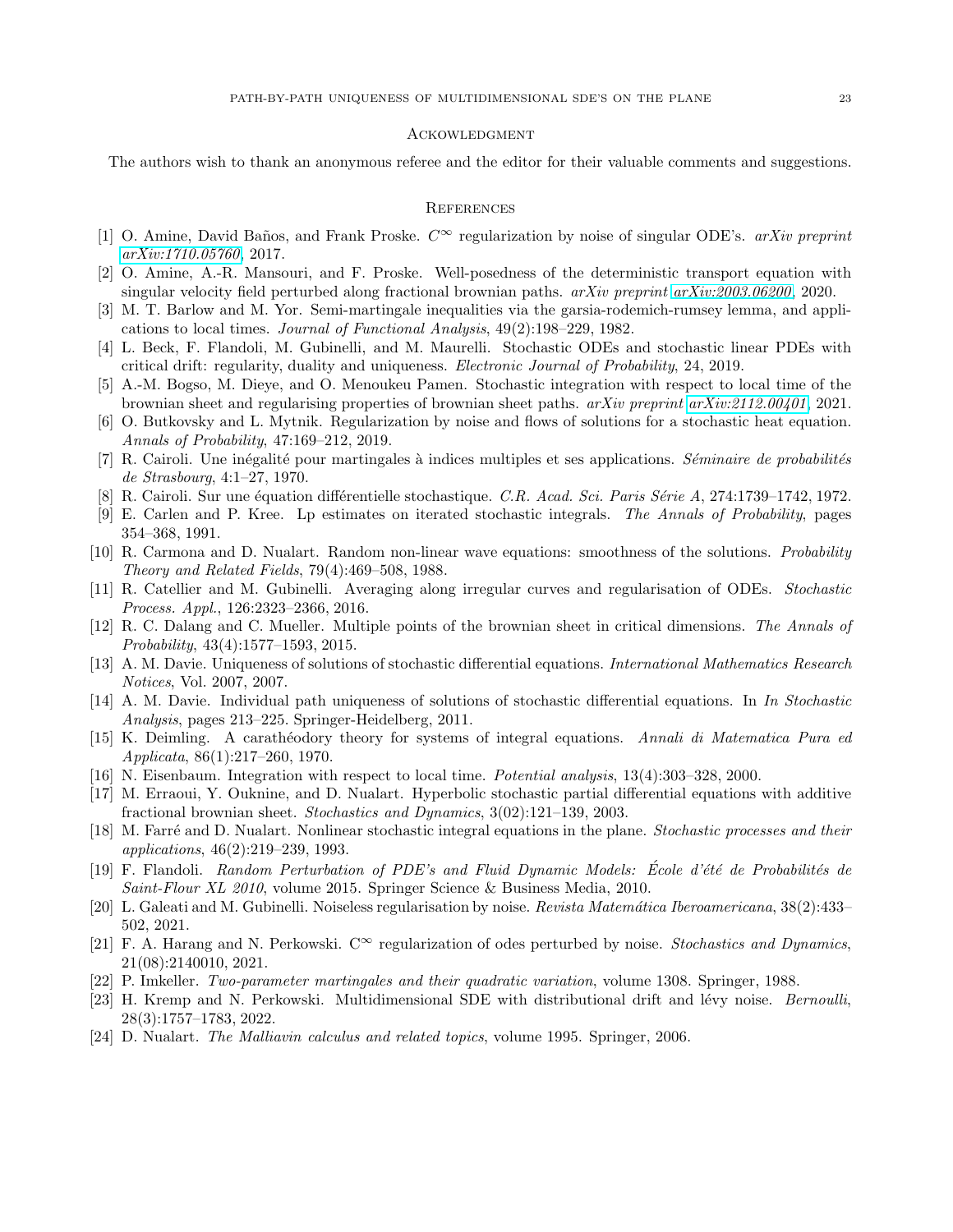## Ackowledgment

The authors wish to thank an anonymous referee and the editor for their valuable comments and suggestions.

## References

[1] O. Amine, David Baños, and Frank Proske. $C^\infty$ regularization by noise of singular ODE's. *arXiv preprint arXiv:1710.05760*, 2017.

[2] O. Amine, A.-R. Mansouri, and F. Proske. Well-posedness of the deterministic transport equation with singular velocity field perturbed along fractional brownian paths. *arXiv preprint arXiv:2003.06200*, 2020.

[3] M. T. Barlow and M. Yor. Semi-martingale inequalities via the garsia-rodemich-rumsey lemma, and applications to local times. *Journal of Functional Analysis*, 49(2):198–229, 1982.

[4] L. Beck, F. Flandoli, M. Gubinelli, and M. Maurelli. Stochastic ODEs and stochastic linear PDEs with critical drift: regularity, duality and uniqueness. *Electronic Journal of Probability*, 24, 2019.

[5] A.-M. Bogso, M. Dieye, and O. Menoukeu Pamen. Stochastic integration with respect to local time of the brownian sheet and regularising properties of brownian sheet paths. *arXiv preprint arXiv:2112.00401*, 2021.

[6] O. Butkovsky and L. Mytnik. Regularization by noise and flows of solutions for a stochastic heat equation. *Annals of Probability*, 47:169–212, 2019.

[7] R. Cairoli. Une inégalité pour martingales à indices multiples et ses applications. *Séminaire de probabilités de Strasbourg*, 4:1–27, 1970.

[8] R. Cairoli. Sur une équation différentielle stochastique. *C.R. Acad. Sci. Paris Série A*, 274:1739–1742, 1972.

[9] E. Carlen and P. Kree. Lp estimates on iterated stochastic integrals. *The Annals of Probability*, pages 354–368, 1991.

[10] R. Carmona and D. Nualart. Random non-linear wave equations: smoothness of the solutions. *Probability Theory and Related Fields*, 79(4):469–508, 1988.

[11] R. Catellier and M. Gubinelli. Averaging along irregular curves and regularisation of ODEs. *Stochastic Process. Appl.*, 126:2323–2366, 2016.

[12] R. C. Dalang and C. Mueller. Multiple points of the brownian sheet in critical dimensions. *The Annals of Probability*, 43(4):1577–1593, 2015.

[13] A. M. Davie. Uniqueness of solutions of stochastic differential equations. *International Mathematics Research Notices*, Vol. 2007, 2007.

[14] A. M. Davie. Individual path uniqueness of solutions of stochastic differential equations. In *In Stochastic Analysis*, pages 213–225. Springer-Heidelberg, 2011.

[15] K. Deimling. A carathéodory theory for systems of integral equations. *Annali di Matematica Pura ed Applicata*, 86(1):217–260, 1970.

[16] N. Eisenbaum. Integration with respect to local time. *Potential analysis*, 13(4):303–328, 2000.

[17] M. Erraoui, Y. Ouknine, and D. Nualart. Hyperbolic stochastic partial differential equations with additive fractional brownian sheet. *Stochastics and Dynamics*, 3(02):121–139, 2003.

[18] M. Farré and D. Nualart. Nonlinear stochastic integral equations in the plane. *Stochastic processes and their applications*, 46(2):219–239, 1993.

[19] F. Flandoli. *Random Perturbation of PDE's and Fluid Dynamic Models: École d'été de Probabilités de Saint-Flour XL 2010*, volume 2015. Springer Science & Business Media, 2010.

[20] L. Galeati and M. Gubinelli. Noiseless regularisation by noise. *Revista Matemática Iberoamericana*, 38(2):433–502, 2021.

[21] F. A. Harang and N. Perkowski. $C^\infty$ regularization of odes perturbed by noise. *Stochastics and Dynamics*, 21(08):2140010, 2021.

[22] P. Imkeller. *Two-parameter martingales and their quadratic variation*, volume 1308. Springer, 1988.

[23] H. Kremp and N. Perkowski. Multidimensional SDE with distributional drift and lévy noise. *Bernoulli*, 28(3):1757–1783, 2022.

[24] D. Nualart. *The Malliavin calculus and related topics*, volume 1995. Springer, 2006.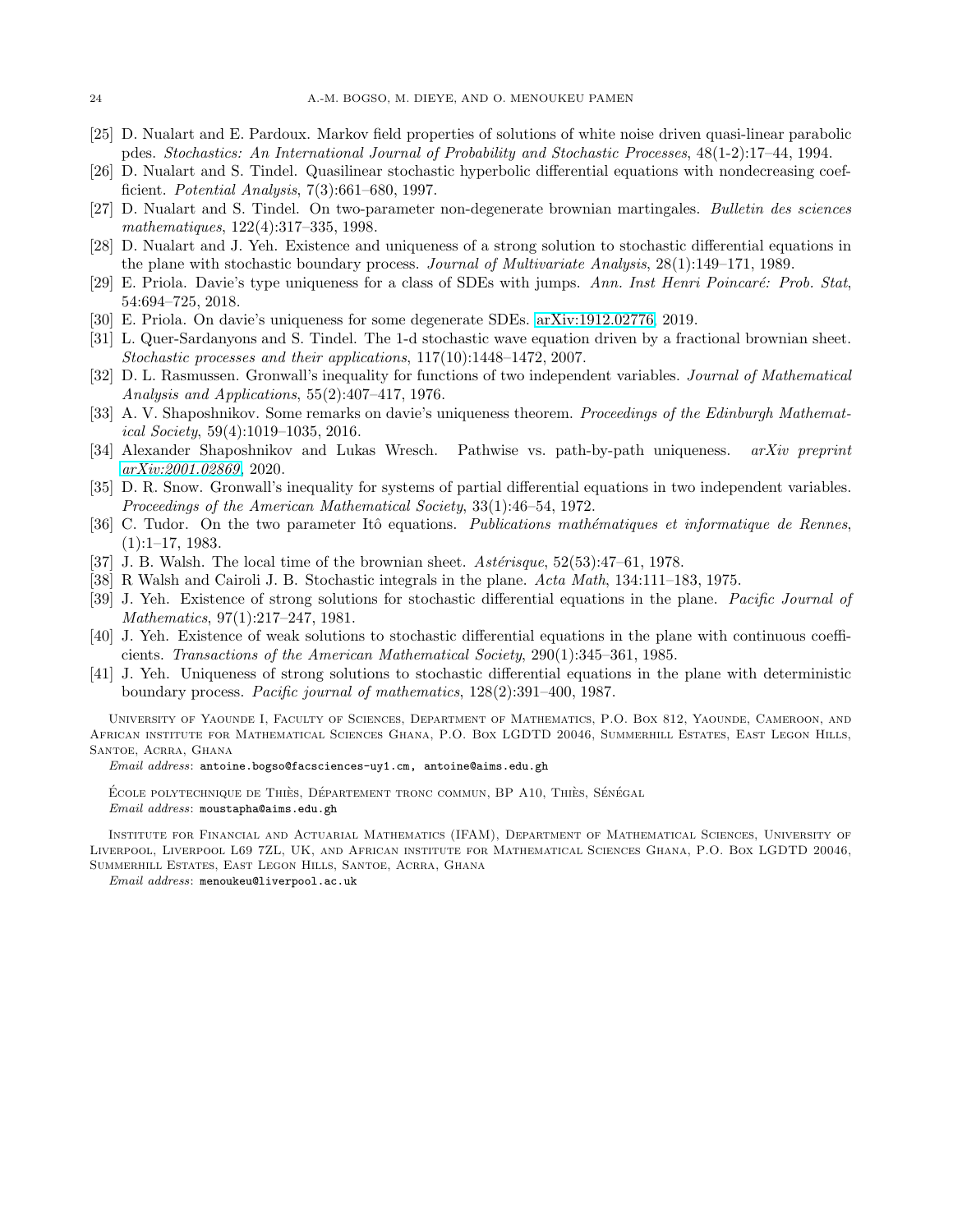[25] D. Nualart and E. Pardoux. Markov field properties of solutions of white noise driven quasi-linear parabolic pdes. *Stochastics: An International Journal of Probability and Stochastic Processes*, 48(1-2):17–44, 1994.

[26] D. Nualart and S. Tindel. Quasilinear stochastic hyperbolic differential equations with nondecreasing coefficient. *Potential Analysis*, 7(3):661–680, 1997.

[27] D. Nualart and S. Tindel. On two-parameter non-degenerate brownian martingales. *Bulletin des sciences mathematiques*, 122(4):317–335, 1998.

[28] D. Nualart and J. Yeh. Existence and uniqueness of a strong solution to stochastic differential equations in the plane with stochastic boundary process. *Journal of Multivariate Analysis*, 28(1):149–171, 1989.

[29] E. Priola. Davie's type uniqueness for a class of SDEs with jumps. *Ann. Inst Henri Poincaré: Prob. Stat*, 54:694–725, 2018.

[30] E. Priola. On davie's uniqueness for some degenerate SDEs. arXiv:1912.02776, 2019.

[31] L. Quer-Sardanyons and S. Tindel. The 1-d stochastic wave equation driven by a fractional brownian sheet. *Stochastic processes and their applications*, 117(10):1448–1472, 2007.

[32] D. L. Rasmussen. Gronwall's inequality for functions of two independent variables. *Journal of Mathematical Analysis and Applications*, 55(2):407–417, 1976.

[33] A. V. Shaposhnikov. Some remarks on davie's uniqueness theorem. *Proceedings of the Edinburgh Mathematical Society*, 59(4):1019–1035, 2016.

[34] Alexander Shaposhnikov and Lukas Wresch. Pathwise vs. path-by-path uniqueness. *arXiv preprint arXiv:2001.02869*, 2020.

[35] D. R. Snow. Gronwall's inequality for systems of partial differential equations in two independent variables. *Proceedings of the American Mathematical Society*, 33(1):46–54, 1972.

[36] C. Tudor. On the two parameter Itô equations. *Publications mathématiques et informatique de Rennes*, (1):1–17, 1983.

[37] J. B. Walsh. The local time of the brownian sheet. *Astérisque*, 52(53):47–61, 1978.

[38] R Walsh and Cairoli J. B. Stochastic integrals in the plane. *Acta Math*, 134:111–183, 1975.

[39] J. Yeh. Existence of strong solutions for stochastic differential equations in the plane. *Pacific Journal of Mathematics*, 97(1):217–247, 1981.

[40] J. Yeh. Existence of weak solutions to stochastic differential equations in the plane with continuous coefficients. *Transactions of the American Mathematical Society*, 290(1):345–361, 1985.

[41] J. Yeh. Uniqueness of strong solutions to stochastic differential equations in the plane with deterministic boundary process. *Pacific journal of mathematics*, 128(2):391–400, 1987.

University of Yaounde I, Faculty of Sciences, Department of Mathematics, P.O. Box 812, Yaounde, Cameroon, and African institute for Mathematical Sciences Ghana, P.O. Box LGDTD 20046, Summerhill Estates, East Legon Hills, Santoe, Acrra, Ghana

*Email address*: antoine.bogso@facsciences-uy1.cm, antoine@aims.edu.gh

École polytechnique de Thiès, Département tronc commun, BP A10, Thiès, Sénégal

*Email address*: moustapha@aims.edu.gh

Institute for Financial and Actuarial Mathematics (IFAM), Department of Mathematical Sciences, University of Liverpool, Liverpool L69 7ZL, UK, and African institute for Mathematical Sciences Ghana, P.O. Box LGDTD 20046, Summerhill Estates, East Legon Hills, Santoe, Acrra, Ghana

*Email address*: menoukeu@liverpool.ac.uk